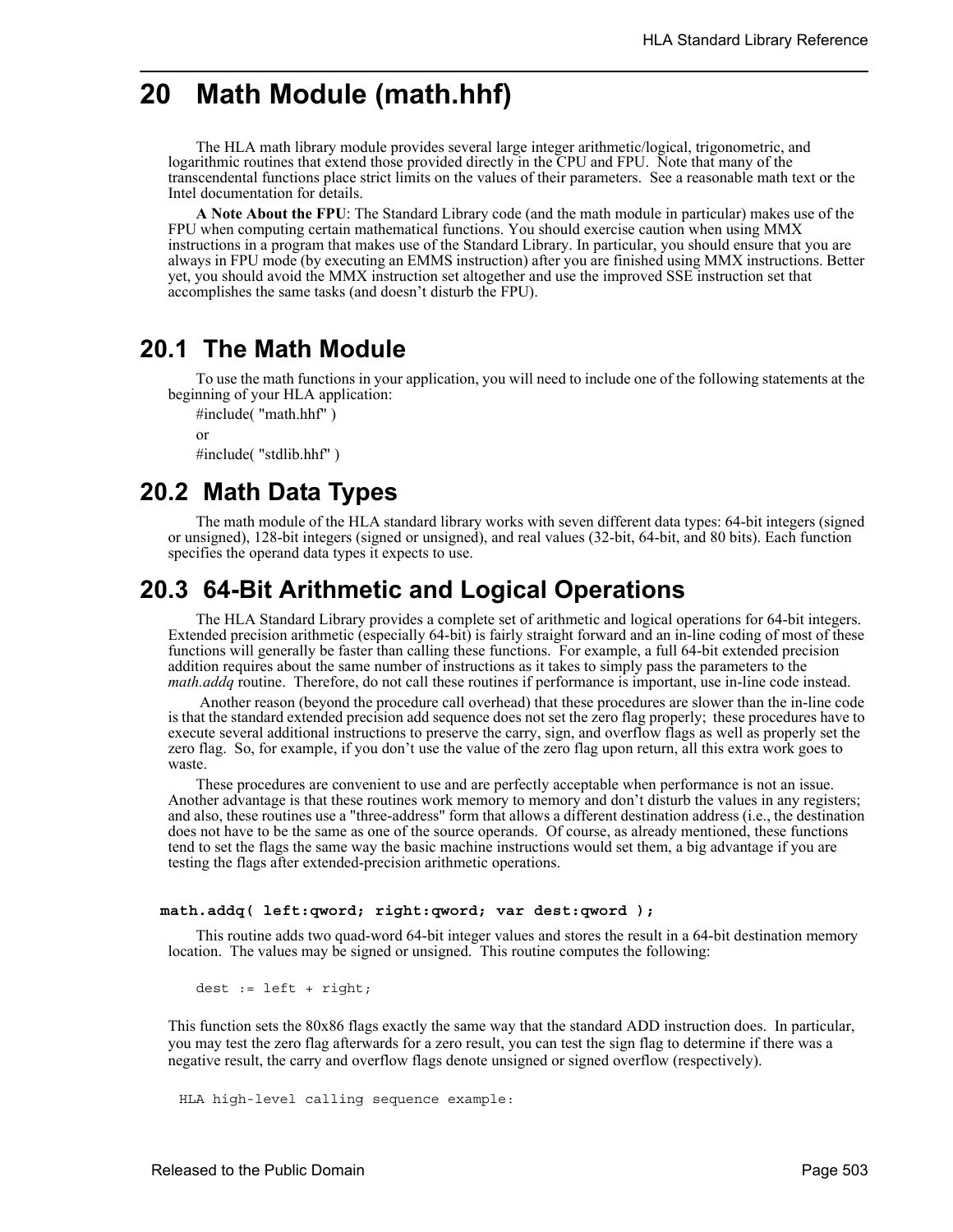# 20 Math Module (math.hhf)

The HLA math library module provides several large integer arithmetic/logical, trigonometric, and logarithmic routines that extend those provided directly in the CPU and FPU. Note that many of the transcendental functions place strict limits on the values of their parameters. See a reasonable math text or the Intel documentation for details.

**A Note About the FPU**: The Standard Library code (and the math module in particular) makes use of the FPU when computing certain mathematical functions. You should exercise caution when using MMX instructions in a program that makes use of the Standard Library. In particular, you should ensure that you are always in FPU mode (by executing an EMMS instruction) after you are finished using MMX instructions. Better yet, you should avoid the MMX instruction set altogether and use the improved SSE instruction set that accomplishes the same tasks (and doesn't disturb the FPU).

## 20.1 The Math Module

To use the math functions in your application, you will need to include one of the following statements at the beginning of your HLA application:

#include( "math.hhf" )

or

#include( "stdlib.hhf" )

## 20.2 Math Data Types

The math module of the HLA standard library works with seven different data types: 64-bit integers (signed or unsigned), 128-bit integers (signed or unsigned), and real values (32-bit, 64-bit, and 80 bits). Each function specifies the operand data types it expects to use.

## 20.3 64-Bit Arithmetic and Logical Operations

The HLA Standard Library provides a complete set of arithmetic and logical operations for 64-bit integers. Extended precision arithmetic (especially 64-bit) is fairly straight forward and an in-line coding of most of these functions will generally be faster than calling these functions. For example, a full 64-bit extended precision addition requires about the same number of instructions as it takes to simply pass the parameters to the *math.addq* routine. Therefore, do not call these routines if performance is important, use in-line code instead.

Another reason (beyond the procedure call overhead) that these procedures are slower than the in-line code is that the standard extended precision add sequence does not set the zero flag properly; these procedures have to execute several additional instructions to preserve the carry, sign, and overflow flags as well as properly set the zero flag. So, for example, if you don't use the value of the zero flag upon return, all this extra work goes to waste.

These procedures are convenient to use and are perfectly acceptable when performance is not an issue. Another advantage is that these routines work memory to memory and don't disturb the values in any registers; and also, these routines use a "three-address" form that allows a different destination address (i.e., the destination does not have to be the same as one of the source operands. Of course, as already mentioned, these functions tend to set the flags the same way the basic machine instructions would set them, a big advantage if you are testing the flags after extended-precision arithmetic operations.

**math.addq( left:qword; right:qword; var dest:qword );**

This routine adds two quad-word 64-bit integer values and stores the result in a 64-bit destination memory location. The values may be signed or unsigned. This routine computes the following:

```
dest := left + right;
```

This function sets the 80x86 flags exactly the same way that the standard ADD instruction does. In particular, you may test the zero flag afterwards for a zero result, you can test the sign flag to determine if there was a negative result, the carry and overflow flags denote unsigned or signed overflow (respectively).

```
HLA high-level calling sequence example:
```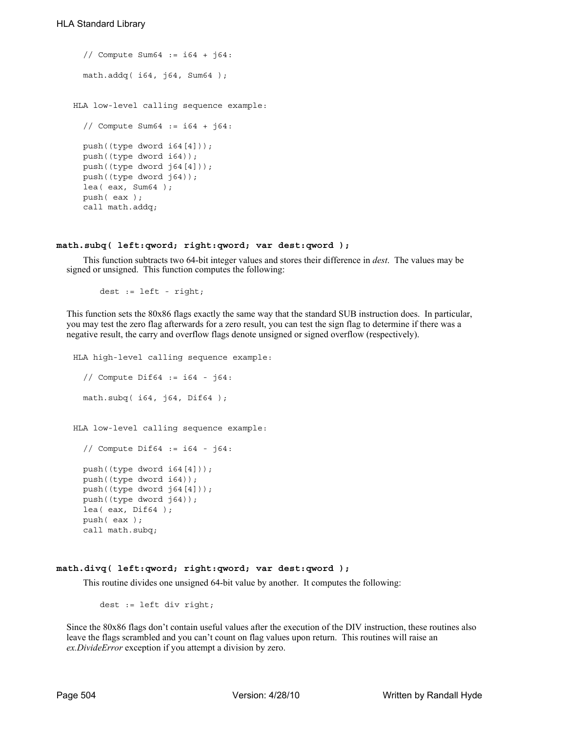```
// Compute Sum64 := i64 + j64:

math.addq( i64, j64, Sum64 );
```

HLA low-level calling sequence example:

```
// Compute Sum64 := i64 + j64:

push((type dword i64[4]));
push((type dword i64));
push((type dword j64[4]));
push((type dword j64));
lea( eax, Sum64 );
push( eax );
call math.addq;
```

### math.subq( left:qword; right:qword; var dest:qword );

This function subtracts two 64-bit integer values and stores their difference in *dest*. The values may be signed or unsigned. This function computes the following:

```
dest := left - right;
```

This function sets the 80x86 flags exactly the same way that the standard SUB instruction does. In particular, you may test the zero flag afterwards for a zero result, you can test the sign flag to determine if there was a negative result, the carry and overflow flags denote unsigned or signed overflow (respectively).

HLA high-level calling sequence example:

```
// Compute Dif64 := i64 - j64:

math.subq( i64, j64, Dif64 );
```

HLA low-level calling sequence example:

```
// Compute Dif64 := i64 - j64:

push((type dword i64[4]));
push((type dword i64));
push((type dword j64[4]));
push((type dword j64));
lea( eax, Dif64 );
push( eax );
call math.subq;
```

### math.divq( left:qword; right:qword; var dest:qword );

This routine divides one unsigned 64-bit value by another. It computes the following:

```
dest := left div right;
```

Since the 80x86 flags don't contain useful values after the execution of the DIV instruction, these routines also leave the flags scrambled and you can't count on flag values upon return. This routines will raise an *ex.DivideError* exception if you attempt a division by zero.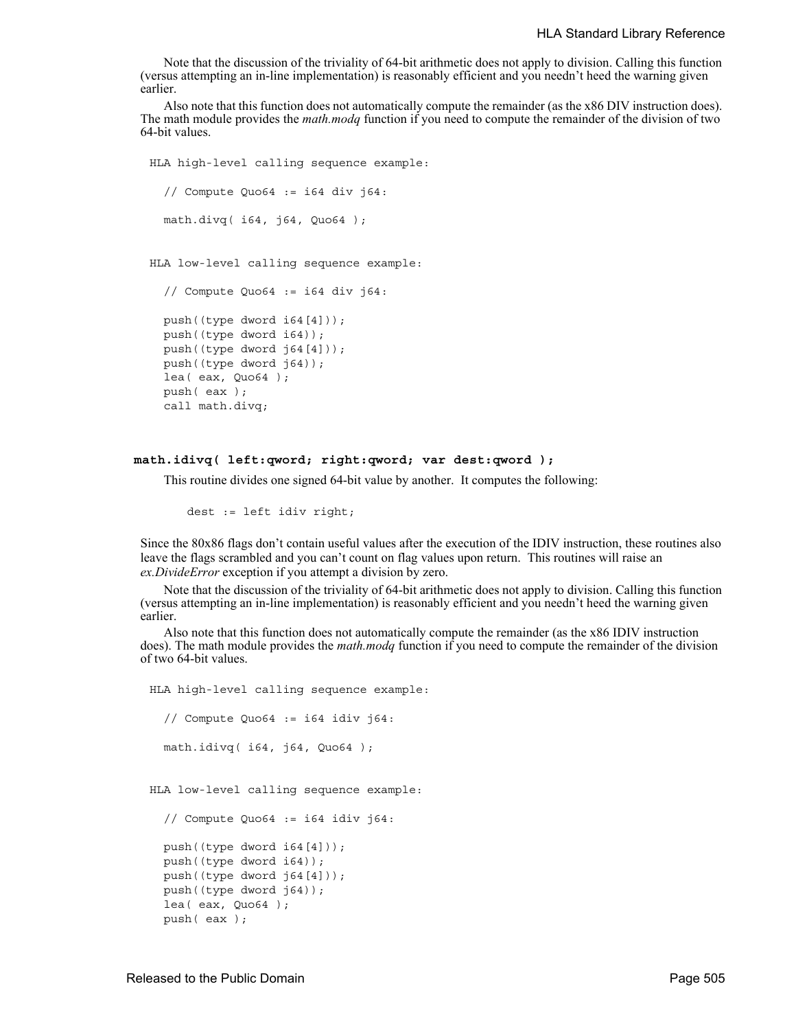Note that the discussion of the triviality of 64-bit arithmetic does not apply to division. Calling this function (versus attempting an in-line implementation) is reasonably efficient and you needn't heed the warning given earlier.

Also note that this function does not automatically compute the remainder (as the x86 DIV instruction does). The math module provides the *math.modq* function if you need to compute the remainder of the division of two 64-bit values.

```
HLA high-level calling sequence example:

  // Compute Quo64 := i64 div j64:

  math.divq( i64, j64, Quo64 );


HLA low-level calling sequence example:

  // Compute Quo64 := i64 div j64:

  push((type dword i64[4]));
  push((type dword i64));
  push((type dword j64[4]));
  push((type dword j64));
  lea( eax, Quo64 );
  push( eax );
  call math.divq;
```

**math.idivq( left:qword; right:qword; var dest:qword );**

This routine divides one signed 64-bit value by another. It computes the following:

```
dest := left idiv right;
```

Since the 80x86 flags don't contain useful values after the execution of the IDIV instruction, these routines also leave the flags scrambled and you can't count on flag values upon return. This routines will raise an *ex.DivideError* exception if you attempt a division by zero.

Note that the discussion of the triviality of 64-bit arithmetic does not apply to division. Calling this function (versus attempting an in-line implementation) is reasonably efficient and you needn't heed the warning given earlier.

Also note that this function does not automatically compute the remainder (as the x86 IDIV instruction does). The math module provides the *math.modq* function if you need to compute the remainder of the division of two 64-bit values.

```
HLA high-level calling sequence example:

  // Compute Quo64 := i64 idiv j64:

  math.idivq( i64, j64, Quo64 );


HLA low-level calling sequence example:

  // Compute Quo64 := i64 idiv j64:

  push((type dword i64[4]));
  push((type dword i64));
  push((type dword j64[4]));
  push((type dword j64));
  lea( eax, Quo64 );
  push( eax );
```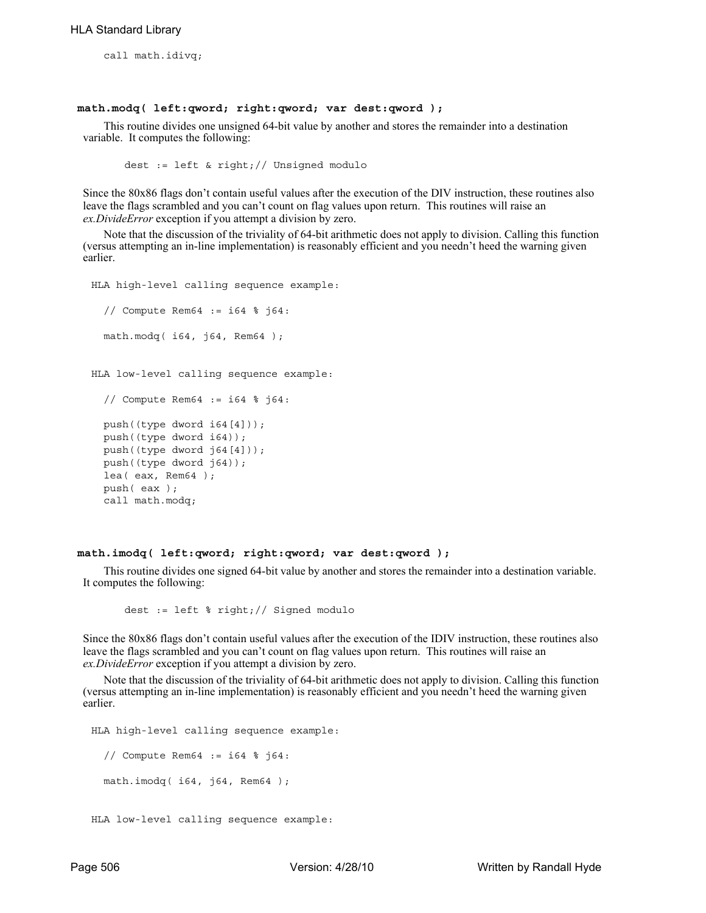```
call math.idivq;
```

**math.modq( left:qword; right:qword; var dest:qword );**

This routine divides one unsigned 64-bit value by another and stores the remainder into a destination variable. It computes the following:

```
dest := left & right;// Unsigned modulo
```

Since the 80x86 flags don't contain useful values after the execution of the DIV instruction, these routines also leave the flags scrambled and you can't count on flag values upon return. This routines will raise an *ex.DivideError* exception if you attempt a division by zero.

Note that the discussion of the triviality of 64-bit arithmetic does not apply to division. Calling this function (versus attempting an in-line implementation) is reasonably efficient and you needn't heed the warning given earlier.

```
HLA high-level calling sequence example:

  // Compute Rem64 := i64 % j64:

  math.modq( i64, j64, Rem64 );


HLA low-level calling sequence example:

  // Compute Rem64 := i64 % j64:

  push((type dword i64[4]));
  push((type dword i64));
  push((type dword j64[4]));
  push((type dword j64));
  lea( eax, Rem64 );
  push( eax );
  call math.modq;
```

**math.imodq( left:qword; right:qword; var dest:qword );**

This routine divides one signed 64-bit value by another and stores the remainder into a destination variable. It computes the following:

```
dest := left % right;// Signed modulo
```

Since the 80x86 flags don't contain useful values after the execution of the IDIV instruction, these routines also leave the flags scrambled and you can't count on flag values upon return. This routines will raise an *ex.DivideError* exception if you attempt a division by zero.

Note that the discussion of the triviality of 64-bit arithmetic does not apply to division. Calling this function (versus attempting an in-line implementation) is reasonably efficient and you needn't heed the warning given earlier.

```
HLA high-level calling sequence example:

  // Compute Rem64 := i64 % j64:

  math.imodq( i64, j64, Rem64 );


HLA low-level calling sequence example:
```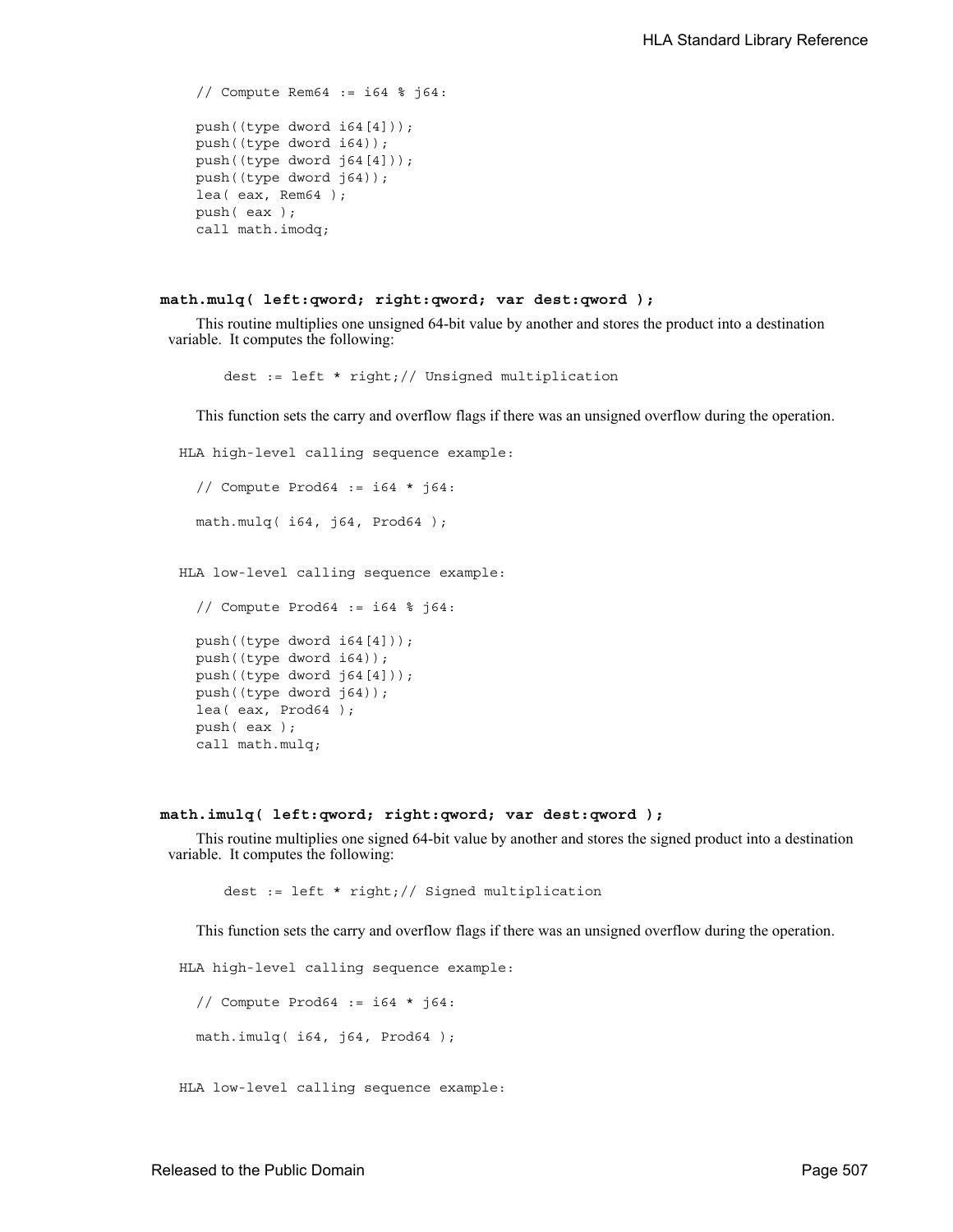```
// Compute Rem64 := i64 % j64:

push((type dword i64[4]));
push((type dword i64));
push((type dword j64[4]));
push((type dword j64));
lea( eax, Rem64 );
push( eax );
call math.imodq;
```

### math.mulq( left:qword; right:qword; var dest:qword );

This routine multiplies one unsigned 64-bit value by another and stores the product into a destination variable. It computes the following:

```
dest := left * right;// Unsigned multiplication
```

This function sets the carry and overflow flags if there was an unsigned overflow during the operation.

HLA high-level calling sequence example:

```
// Compute Prod64 := i64 * j64:

math.mulq( i64, j64, Prod64 );
```

HLA low-level calling sequence example:

```
// Compute Prod64 := i64 % j64:

push((type dword i64[4]));
push((type dword i64));
push((type dword j64[4]));
push((type dword j64));
lea( eax, Prod64 );
push( eax );
call math.mulq;
```

### math.imulq( left:qword; right:qword; var dest:qword );

This routine multiplies one signed 64-bit value by another and stores the signed product into a destination variable. It computes the following:

```
dest := left * right;// Signed multiplication
```

This function sets the carry and overflow flags if there was an unsigned overflow during the operation.

HLA high-level calling sequence example:

```
// Compute Prod64 := i64 * j64:

math.imulq( i64, j64, Prod64 );
```

HLA low-level calling sequence example: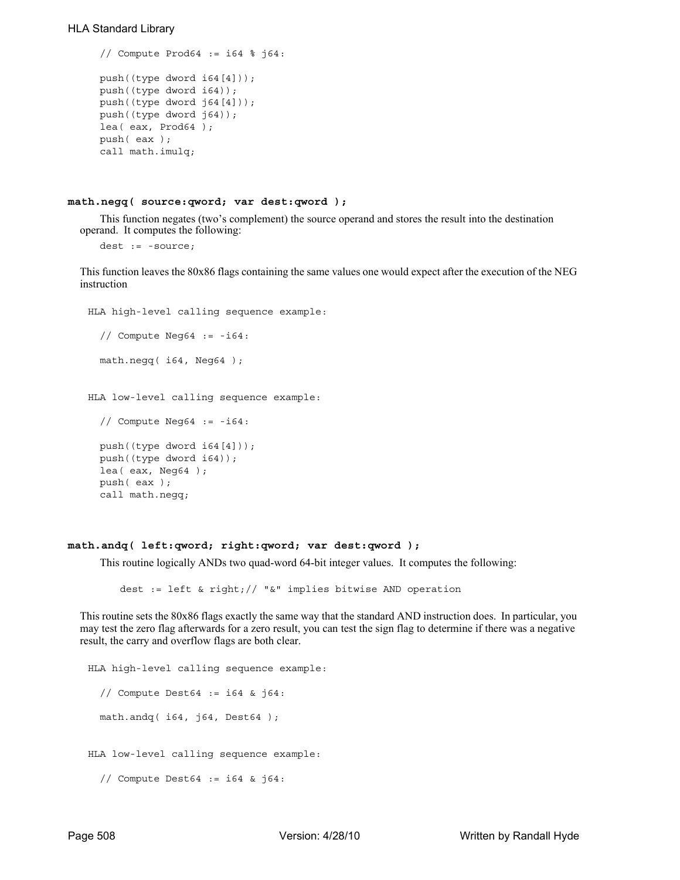```
// Compute Prod64 := i64 % j64:

push((type dword i64[4]));
push((type dword i64));
push((type dword j64[4]));
push((type dword j64));
lea( eax, Prod64 );
push( eax );
call math.imulq;
```

### **math.negq( source:qword; var dest:qword );**

This function negates (two's complement) the source operand and stores the result into the destination operand. It computes the following:

```
dest := -source;
```

This function leaves the 80x86 flags containing the same values one would expect after the execution of the NEG instruction

```
HLA high-level calling sequence example:

  // Compute Neg64 := -i64:

  math.negq( i64, Neg64 );


HLA low-level calling sequence example:

  // Compute Neg64 := -i64:

  push((type dword i64[4]));
  push((type dword i64));
  lea( eax, Neg64 );
  push( eax );
  call math.negq;
```

### **math.andq( left:qword; right:qword; var dest:qword );**

This routine logically ANDs two quad-word 64-bit integer values. It computes the following:

```
dest := left & right;// "&" implies bitwise AND operation
```

This routine sets the 80x86 flags exactly the same way that the standard AND instruction does. In particular, you may test the zero flag afterwards for a zero result, you can test the sign flag to determine if there was a negative result, the carry and overflow flags are both clear.

```
HLA high-level calling sequence example:

  // Compute Dest64 := i64 & j64:

  math.andq( i64, j64, Dest64 );


HLA low-level calling sequence example:

  // Compute Dest64 := i64 & j64:
```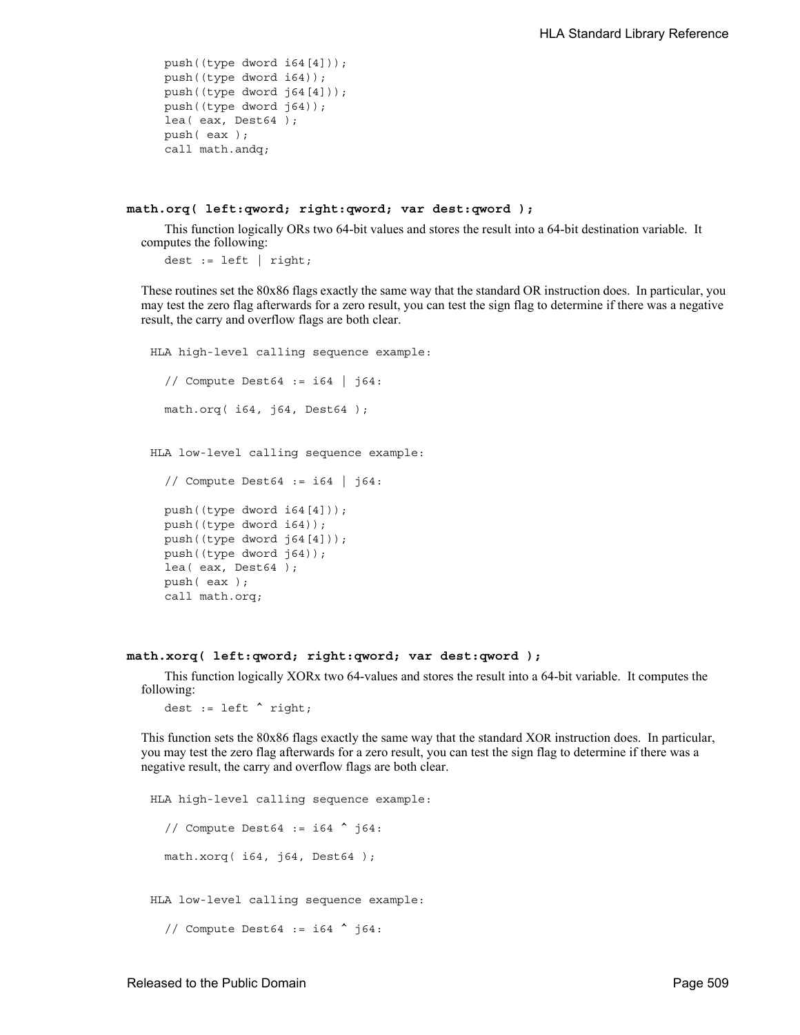```
push((type dword i64[4]));
push((type dword i64));
push((type dword j64[4]));
push((type dword j64));
lea( eax, Dest64 );
push( eax );
call math.andq;
```

### math.orq( left:qword; right:qword; var dest:qword );

This function logically ORs two 64-bit values and stores the result into a 64-bit destination variable. It computes the following:

```
dest := left | right;
```

These routines set the 80x86 flags exactly the same way that the standard OR instruction does. In particular, you may test the zero flag afterwards for a zero result, you can test the sign flag to determine if there was a negative result, the carry and overflow flags are both clear.

```
HLA high-level calling sequence example:

  // Compute Dest64 := i64 | j64:

  math.orq( i64, j64, Dest64 );


HLA low-level calling sequence example:

  // Compute Dest64 := i64 | j64:

  push((type dword i64[4]));
  push((type dword i64));
  push((type dword j64[4]));
  push((type dword j64));
  lea( eax, Dest64 );
  push( eax );
  call math.orq;
```

### math.xorq( left:qword; right:qword; var dest:qword );

This function logically XORx two 64-values and stores the result into a 64-bit variable. It computes the following:

```
dest := left ^ right;
```

This function sets the 80x86 flags exactly the same way that the standard XOR instruction does. In particular, you may test the zero flag afterwards for a zero result, you can test the sign flag to determine if there was a negative result, the carry and overflow flags are both clear.

```
HLA high-level calling sequence example:

  // Compute Dest64 := i64 ^ j64:

  math.xorq( i64, j64, Dest64 );


HLA low-level calling sequence example:

  // Compute Dest64 := i64 ^ j64:
```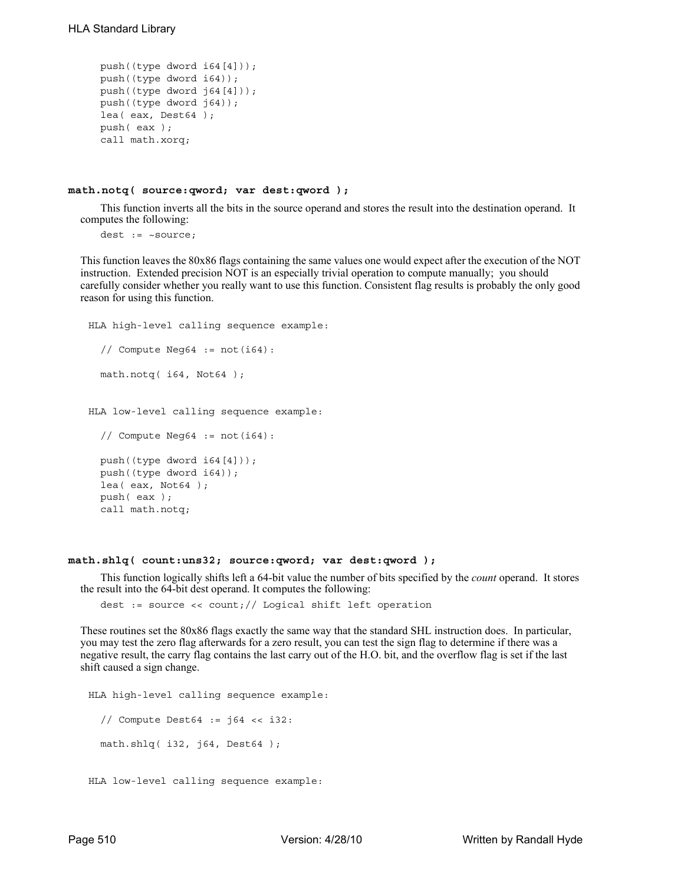```
push((type dword i64[4]));
push((type dword i64));
push((type dword j64[4]));
push((type dword j64));
lea( eax, Dest64 );
push( eax );
call math.xorq;
```

### **math.notq( source:qword; var dest:qword );**

This function inverts all the bits in the source operand and stores the result into the destination operand. It computes the following:

```
dest := ~source;
```

This function leaves the 80x86 flags containing the same values one would expect after the execution of the NOT instruction. Extended precision NOT is an especially trivial operation to compute manually; you should carefully consider whether you really want to use this function. Consistent flag results is probably the only good reason for using this function.

```
HLA high-level calling sequence example:

  // Compute Neg64 := not(i64):

  math.notq( i64, Not64 );


HLA low-level calling sequence example:

  // Compute Neg64 := not(i64):

  push((type dword i64[4]));
  push((type dword i64));
  lea( eax, Not64 );
  push( eax );
  call math.notq;
```

### **math.shlq( count:uns32; source:qword; var dest:qword );**

This function logically shifts left a 64-bit value the number of bits specified by the *count* operand. It stores the result into the 64-bit dest operand. It computes the following:

```
dest := source << count;// Logical shift left operation
```

These routines set the 80x86 flags exactly the same way that the standard SHL instruction does. In particular, you may test the zero flag afterwards for a zero result, you can test the sign flag to determine if there was a negative result, the carry flag contains the last carry out of the H.O. bit, and the overflow flag is set if the last shift caused a sign change.

```
HLA high-level calling sequence example:

  // Compute Dest64 := j64 << i32:

  math.shlq( i32, j64, Dest64 );


HLA low-level calling sequence example:
```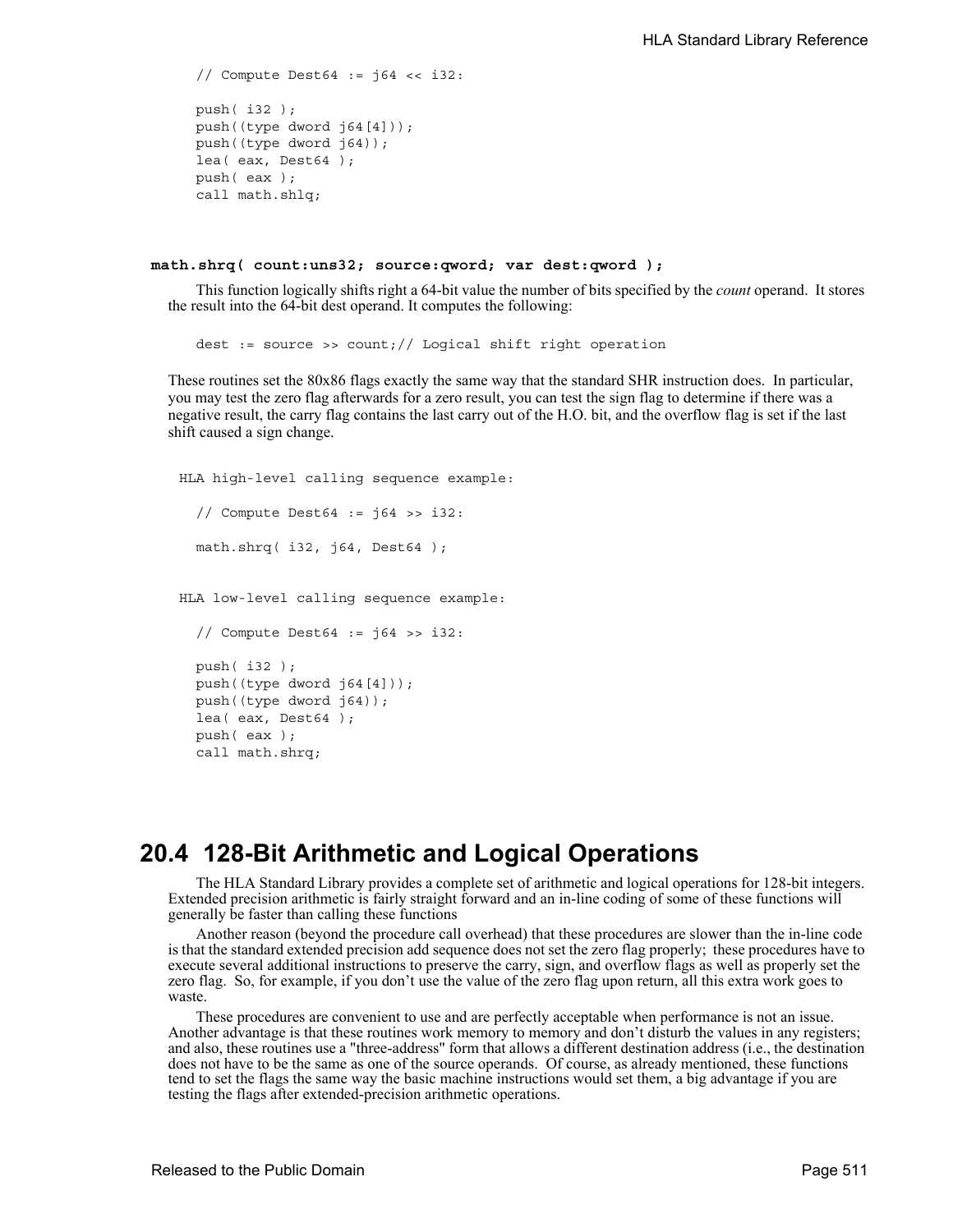```
// Compute Dest64 := j64 << i32:

push( i32 );
push((type dword j64[4]));
push((type dword j64));
lea( eax, Dest64 );
push( eax );
call math.shlq;
```

**math.shrq( count:uns32; source:qword; var dest:qword );**

This function logically shifts right a 64-bit value the number of bits specified by the *count* operand. It stores the result into the 64-bit dest operand. It computes the following:

```
dest := source >> count;// Logical shift right operation
```

These routines set the 80x86 flags exactly the same way that the standard SHR instruction does. In particular, you may test the zero flag afterwards for a zero result, you can test the sign flag to determine if there was a negative result, the carry flag contains the last carry out of the H.O. bit, and the overflow flag is set if the last shift caused a sign change.

```
HLA high-level calling sequence example:

  // Compute Dest64 := j64 >> i32:

  math.shrq( i32, j64, Dest64 );


HLA low-level calling sequence example:

  // Compute Dest64 := j64 >> i32:

  push( i32 );
  push((type dword j64[4]));
  push((type dword j64));
  lea( eax, Dest64 );
  push( eax );
  call math.shrq;
```

## 20.4 128-Bit Arithmetic and Logical Operations

The HLA Standard Library provides a complete set of arithmetic and logical operations for 128-bit integers. Extended precision arithmetic is fairly straight forward and an in-line coding of some of these functions will generally be faster than calling these functions

Another reason (beyond the procedure call overhead) that these procedures are slower than the in-line code is that the standard extended precision add sequence does not set the zero flag properly; these procedures have to execute several additional instructions to preserve the carry, sign, and overflow flags as well as properly set the zero flag. So, for example, if you don't use the value of the zero flag upon return, all this extra work goes to waste.

These procedures are convenient to use and are perfectly acceptable when performance is not an issue. Another advantage is that these routines work memory to memory and don't disturb the values in any registers; and also, these routines use a "three-address" form that allows a different destination address (i.e., the destination does not have to be the same as one of the source operands. Of course, as already mentioned, these functions tend to set the flags the same way the basic machine instructions would set them, a big advantage if you are testing the flags after extended-precision arithmetic operations.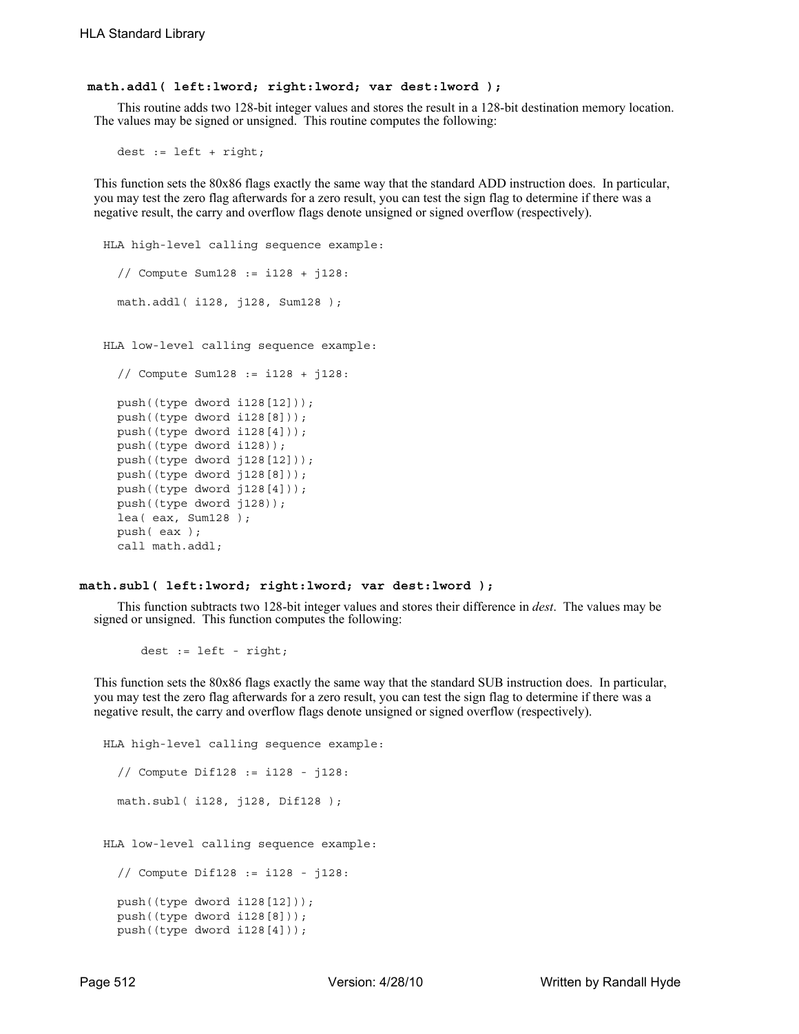### math.addl( left:lword; right:lword; var dest:lword );

This routine adds two 128-bit integer values and stores the result in a 128-bit destination memory location. The values may be signed or unsigned. This routine computes the following:

```
dest := left + right;
```

This function sets the 80x86 flags exactly the same way that the standard ADD instruction does. In particular, you may test the zero flag afterwards for a zero result, you can test the sign flag to determine if there was a negative result, the carry and overflow flags denote unsigned or signed overflow (respectively).

```
HLA high-level calling sequence example:

  // Compute Sum128 := i128 + j128:

  math.addl( i128, j128, Sum128 );


HLA low-level calling sequence example:

  // Compute Sum128 := i128 + j128:

  push((type dword i128[12]));
  push((type dword i128[8]));
  push((type dword i128[4]));
  push((type dword i128));
  push((type dword j128[12]));
  push((type dword j128[8]));
  push((type dword j128[4]));
  push((type dword j128));
  lea( eax, Sum128 );
  push( eax );
  call math.addl;
```

### math.subl( left:lword; right:lword; var dest:lword );

This function subtracts two 128-bit integer values and stores their difference in *dest*. The values may be signed or unsigned. This function computes the following:

```
dest := left - right;
```

This function sets the 80x86 flags exactly the same way that the standard SUB instruction does. In particular, you may test the zero flag afterwards for a zero result, you can test the sign flag to determine if there was a negative result, the carry and overflow flags denote unsigned or signed overflow (respectively).

```
HLA high-level calling sequence example:

  // Compute Dif128 := i128 - j128:

  math.subl( i128, j128, Dif128 );


HLA low-level calling sequence example:

  // Compute Dif128 := i128 - j128:

  push((type dword i128[12]));
  push((type dword i128[8]));
  push((type dword i128[4]));
```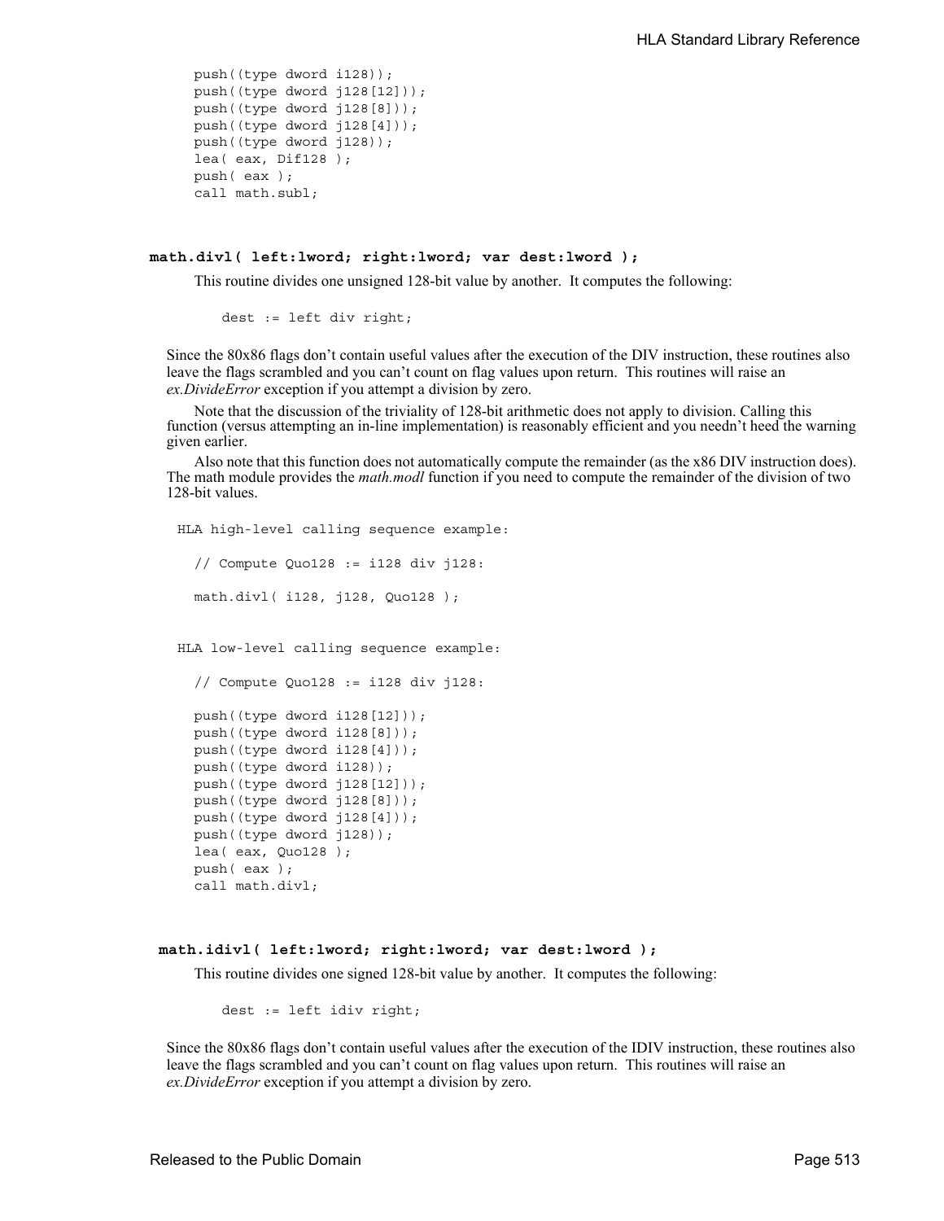```
push((type dword i128));
push((type dword j128[12]));
push((type dword j128[8]));
push((type dword j128[4]));
push((type dword j128));
lea( eax, Dif128 );
push( eax );
call math.subl;
```

### math.divl( left:lword; right:lword; var dest:lword );

This routine divides one unsigned 128-bit value by another. It computes the following:

```
dest := left div right;
```

Since the 80x86 flags don't contain useful values after the execution of the DIV instruction, these routines also leave the flags scrambled and you can't count on flag values upon return. This routines will raise an *ex.DivideError* exception if you attempt a division by zero.

Note that the discussion of the triviality of 128-bit arithmetic does not apply to division. Calling this function (versus attempting an in-line implementation) is reasonably efficient and you needn't heed the warning given earlier.

Also note that this function does not automatically compute the remainder (as the x86 DIV instruction does). The math module provides the *math.modl* function if you need to compute the remainder of the division of two 128-bit values.

```
HLA high-level calling sequence example:

  // Compute Quo128 := i128 div j128:

  math.divl( i128, j128, Quo128 );


HLA low-level calling sequence example:

  // Compute Quo128 := i128 div j128:

  push((type dword i128[12]));
  push((type dword i128[8]));
  push((type dword i128[4]));
  push((type dword i128));
  push((type dword j128[12]));
  push((type dword j128[8]));
  push((type dword j128[4]));
  push((type dword j128));
  lea( eax, Quo128 );
  push( eax );
  call math.divl;
```

### math.idivl( left:lword; right:lword; var dest:lword );

This routine divides one signed 128-bit value by another. It computes the following:

```
dest := left idiv right;
```

Since the 80x86 flags don't contain useful values after the execution of the IDIV instruction, these routines also leave the flags scrambled and you can't count on flag values upon return. This routines will raise an *ex.DivideError* exception if you attempt a division by zero.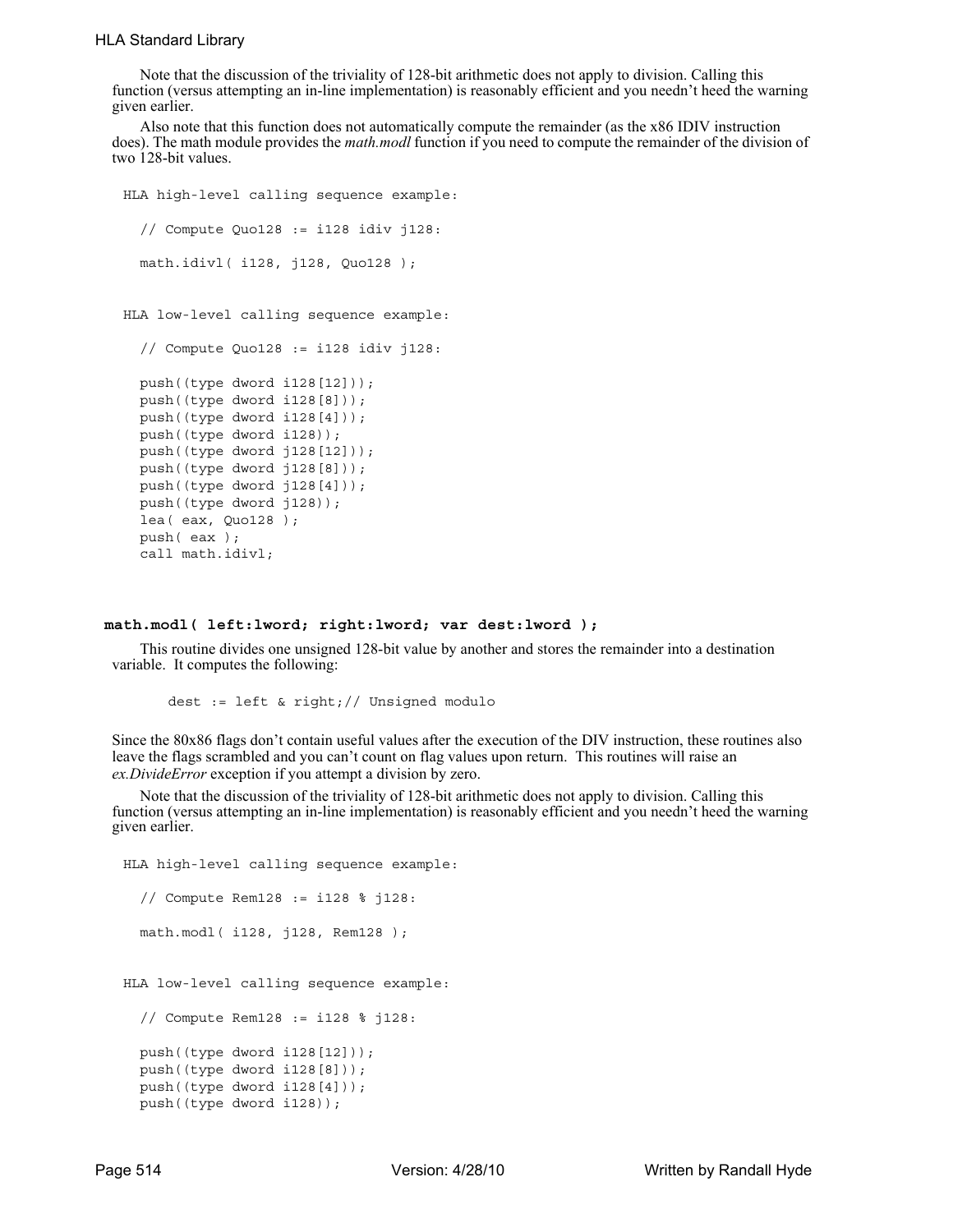Note that the discussion of the triviality of 128-bit arithmetic does not apply to division. Calling this function (versus attempting an in-line implementation) is reasonably efficient and you needn't heed the warning given earlier.

Also note that this function does not automatically compute the remainder (as the x86 IDIV instruction does). The math module provides the *math.modl* function if you need to compute the remainder of the division of two 128-bit values.

```
HLA high-level calling sequence example:

  // Compute Quo128 := i128 idiv j128:

  math.idivl( i128, j128, Quo128 );


HLA low-level calling sequence example:

  // Compute Quo128 := i128 idiv j128:

  push((type dword i128[12]));
  push((type dword i128[8]));
  push((type dword i128[4]));
  push((type dword i128));
  push((type dword j128[12]));
  push((type dword j128[8]));
  push((type dword j128[4]));
  push((type dword j128));
  lea( eax, Quo128 );
  push( eax );
  call math.idivl;
```

**math.modl( left:lword; right:lword; var dest:lword );**

This routine divides one unsigned 128-bit value by another and stores the remainder into a destination variable. It computes the following:

```
dest := left & right;// Unsigned modulo
```

Since the 80x86 flags don't contain useful values after the execution of the DIV instruction, these routines also leave the flags scrambled and you can't count on flag values upon return. This routines will raise an *ex.DivideError* exception if you attempt a division by zero.

Note that the discussion of the triviality of 128-bit arithmetic does not apply to division. Calling this function (versus attempting an in-line implementation) is reasonably efficient and you needn't heed the warning given earlier.

```
HLA high-level calling sequence example:

  // Compute Rem128 := i128 % j128:

  math.modl( i128, j128, Rem128 );


HLA low-level calling sequence example:

  // Compute Rem128 := i128 % j128:

  push((type dword i128[12]));
  push((type dword i128[8]));
  push((type dword i128[4]));
  push((type dword i128));
```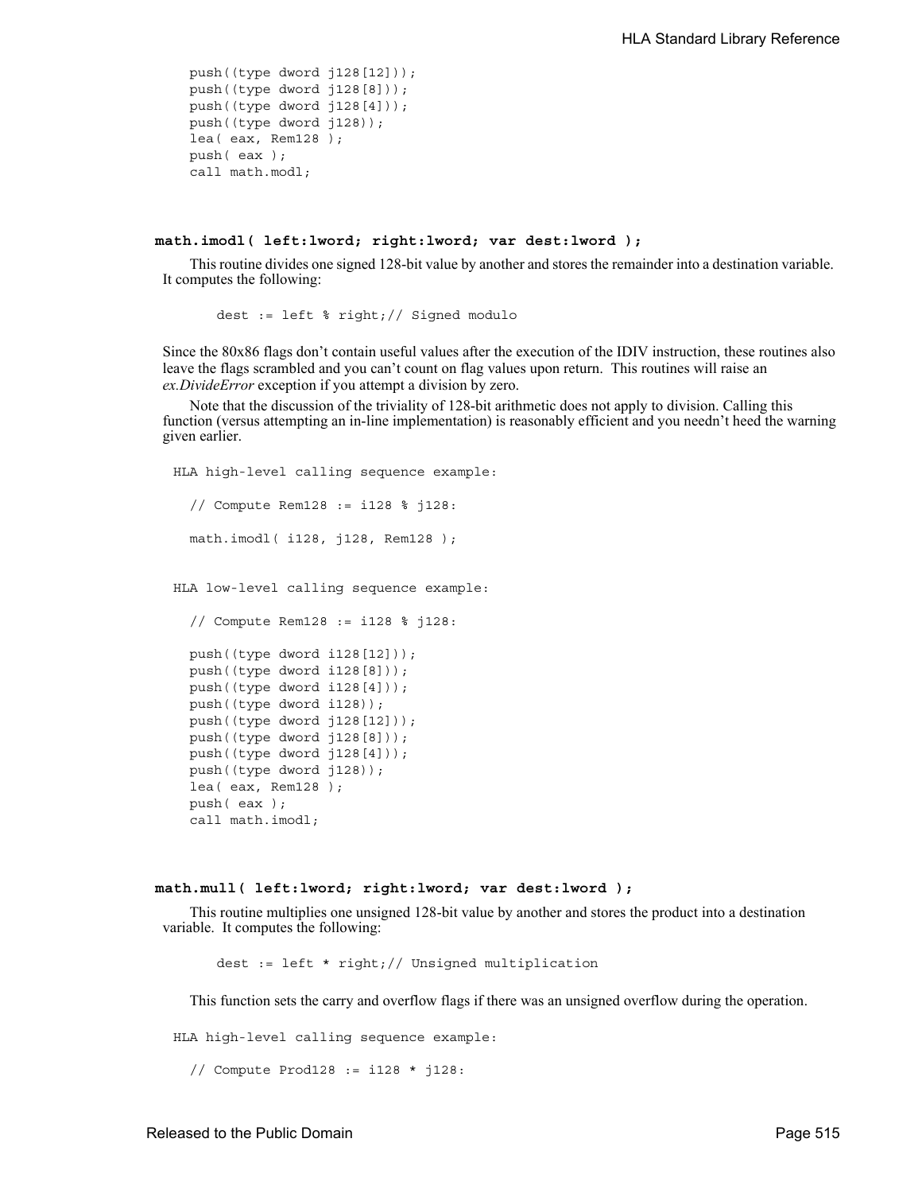```
push((type dword j128[12]));
push((type dword j128[8]));
push((type dword j128[4]));
push((type dword j128));
lea( eax, Rem128 );
push( eax );
call math.modl;
```

### math.imodl( left:lword; right:lword; var dest:lword );

This routine divides one signed 128-bit value by another and stores the remainder into a destination variable. It computes the following:

```
dest := left % right;// Signed modulo
```

Since the 80x86 flags don't contain useful values after the execution of the IDIV instruction, these routines also leave the flags scrambled and you can't count on flag values upon return. This routines will raise an *ex.DivideError* exception if you attempt a division by zero.

Note that the discussion of the triviality of 128-bit arithmetic does not apply to division. Calling this function (versus attempting an in-line implementation) is reasonably efficient and you needn't heed the warning given earlier.

```
HLA high-level calling sequence example:

  // Compute Rem128 := i128 % j128:

  math.imodl( i128, j128, Rem128 );


HLA low-level calling sequence example:

  // Compute Rem128 := i128 % j128:

  push((type dword i128[12]));
  push((type dword i128[8]));
  push((type dword i128[4]));
  push((type dword i128));
  push((type dword j128[12]));
  push((type dword j128[8]));
  push((type dword j128[4]));
  push((type dword j128));
  lea( eax, Rem128 );
  push( eax );
  call math.imodl;
```

### math.mull( left:lword; right:lword; var dest:lword );

This routine multiplies one unsigned 128-bit value by another and stores the product into a destination variable. It computes the following:

```
dest := left * right;// Unsigned multiplication
```

This function sets the carry and overflow flags if there was an unsigned overflow during the operation.

```
HLA high-level calling sequence example:

  // Compute Prod128 := i128 * j128:
```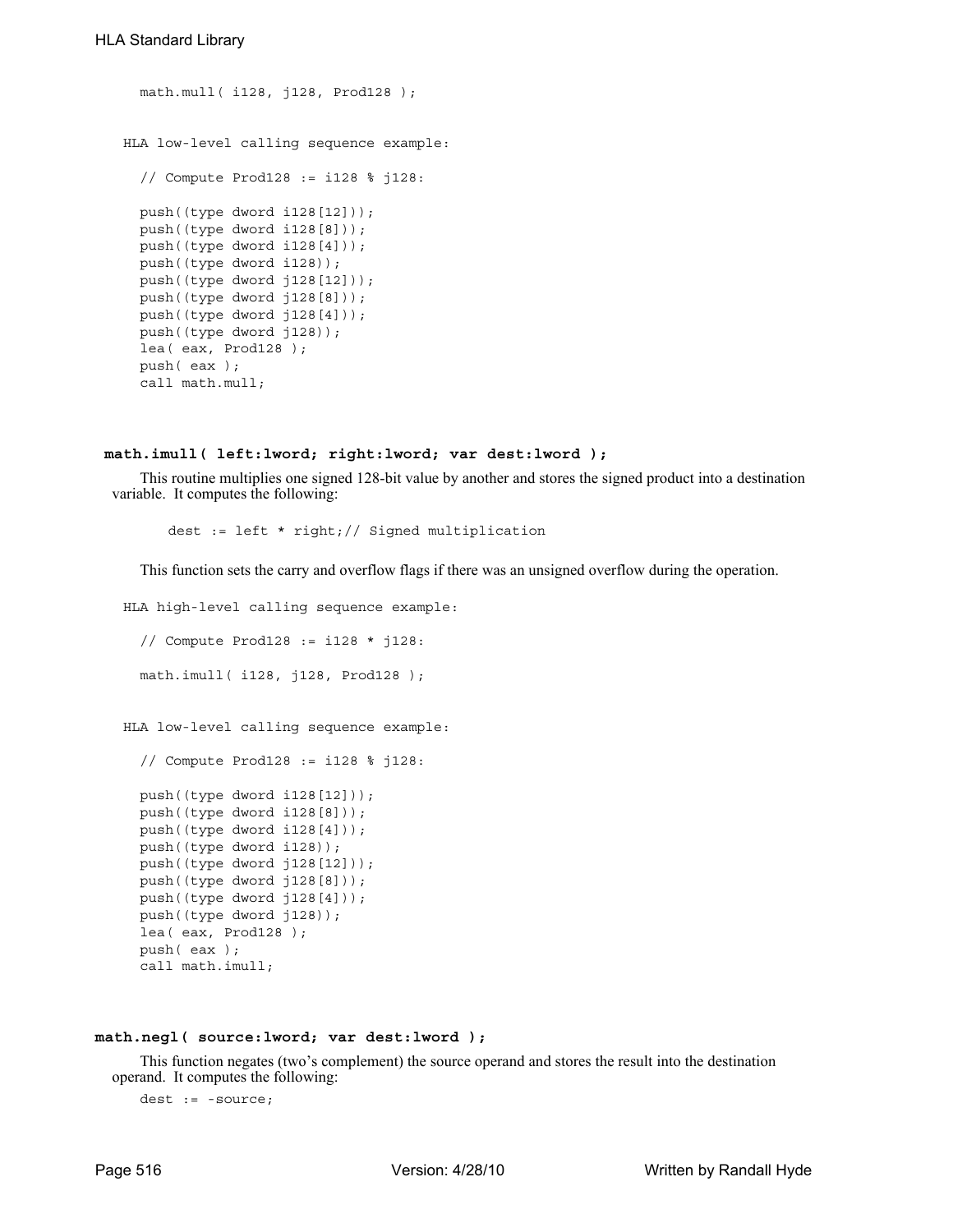```
math.mull( i128, j128, Prod128 );
```

HLA low-level calling sequence example:

```
// Compute Prod128 := i128 % j128:

push((type dword i128[12]));
push((type dword i128[8]));
push((type dword i128[4]));
push((type dword i128));
push((type dword j128[12]));
push((type dword j128[8]));
push((type dword j128[4]));
push((type dword j128));
lea( eax, Prod128 );
push( eax );
call math.mull;
```

### **math.imull( left:lword; right:lword; var dest:lword );**

This routine multiplies one signed 128-bit value by another and stores the signed product into a destination variable. It computes the following:

```
dest := left * right;// Signed multiplication
```

This function sets the carry and overflow flags if there was an unsigned overflow during the operation.

HLA high-level calling sequence example:

```
// Compute Prod128 := i128 * j128:

math.imull( i128, j128, Prod128 );
```

HLA low-level calling sequence example:

```
// Compute Prod128 := i128 % j128:

push((type dword i128[12]));
push((type dword i128[8]));
push((type dword i128[4]));
push((type dword i128));
push((type dword j128[12]));
push((type dword j128[8]));
push((type dword j128[4]));
push((type dword j128));
lea( eax, Prod128 );
push( eax );
call math.imull;
```

### **math.negl( source:lword; var dest:lword );**

This function negates (two's complement) the source operand and stores the result into the destination operand. It computes the following:

```
dest := -source;
```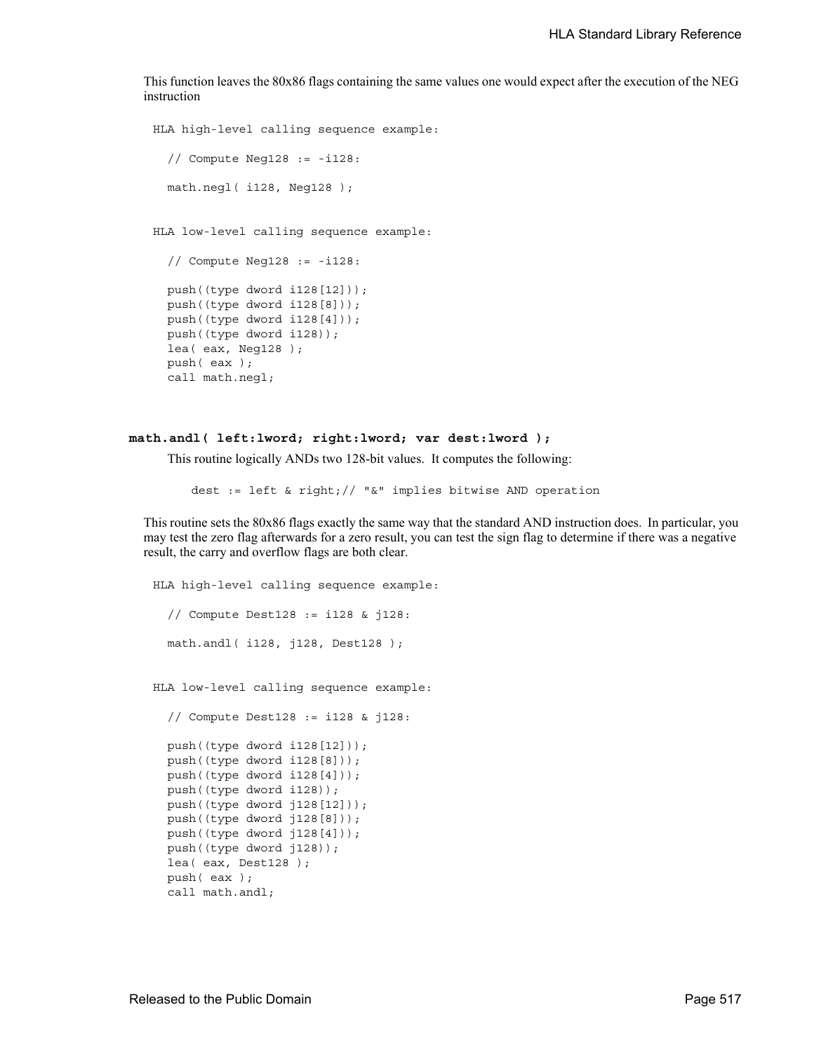This function leaves the 80x86 flags containing the same values one would expect after the execution of the NEG instruction

```
HLA high-level calling sequence example:

  // Compute Neg128 := -i128:

  math.negl( i128, Neg128 );


HLA low-level calling sequence example:

  // Compute Neg128 := -i128:

  push((type dword i128[12]));
  push((type dword i128[8]));
  push((type dword i128[4]));
  push((type dword i128));
  lea( eax, Neg128 );
  push( eax );
  call math.negl;
```

### **math.andl( left:lword; right:lword; var dest:lword );**

This routine logically ANDs two 128-bit values. It computes the following:

```
dest := left & right;// "&" implies bitwise AND operation
```

This routine sets the 80x86 flags exactly the same way that the standard AND instruction does. In particular, you may test the zero flag afterwards for a zero result, you can test the sign flag to determine if there was a negative result, the carry and overflow flags are both clear.

```
HLA high-level calling sequence example:

  // Compute Dest128 := i128 & j128:

  math.andl( i128, j128, Dest128 );


HLA low-level calling sequence example:

  // Compute Dest128 := i128 & j128:

  push((type dword i128[12]));
  push((type dword i128[8]));
  push((type dword i128[4]));
  push((type dword i128));
  push((type dword j128[12]));
  push((type dword j128[8]));
  push((type dword j128[4]));
  push((type dword j128));
  lea( eax, Dest128 );
  push( eax );
  call math.andl;
```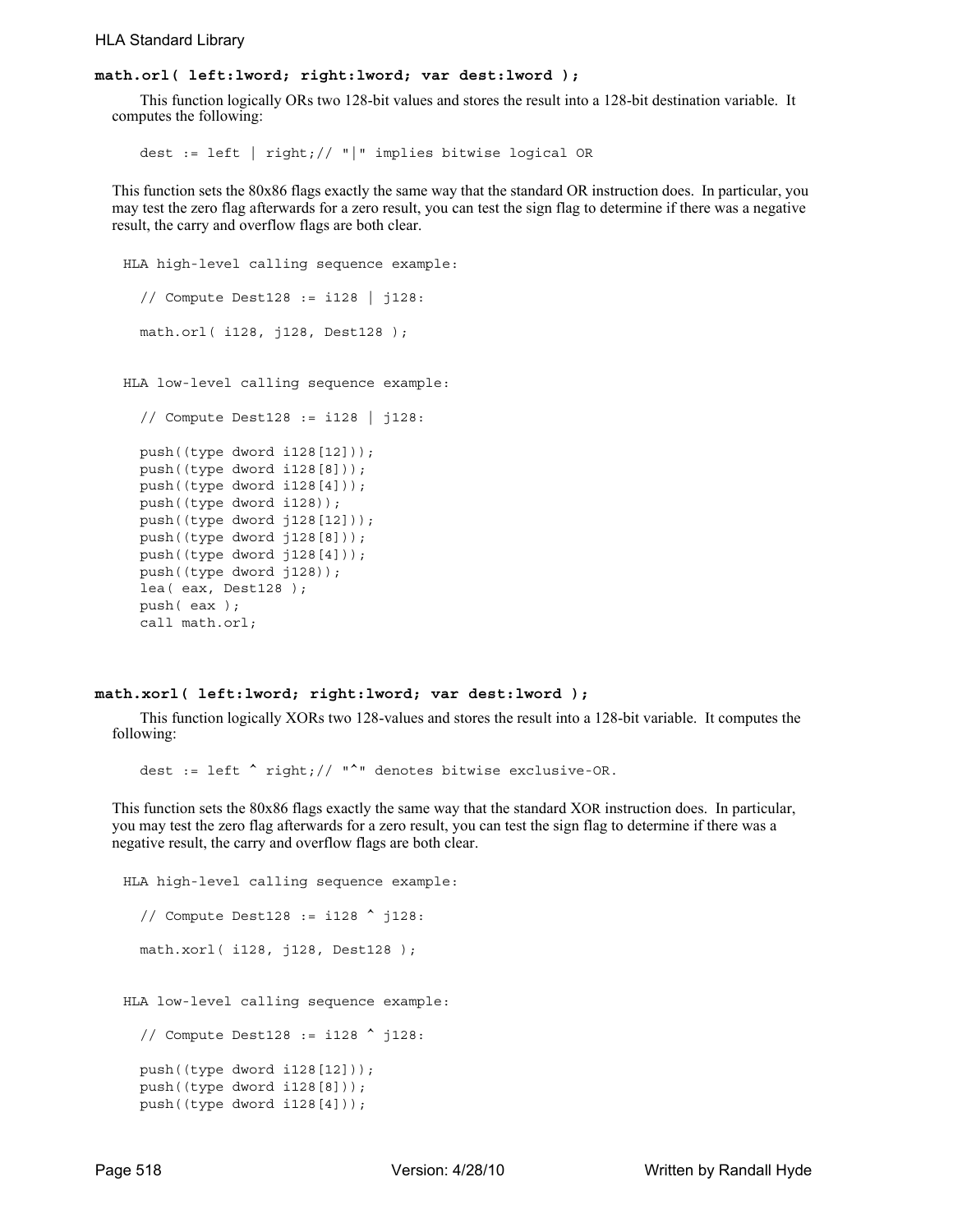### math.orl( left:lword; right:lword; var dest:lword );

This function logically ORs two 128-bit values and stores the result into a 128-bit destination variable. It computes the following:

```
dest := left | right;// "|" implies bitwise logical OR
```

This function sets the 80x86 flags exactly the same way that the standard OR instruction does. In particular, you may test the zero flag afterwards for a zero result, you can test the sign flag to determine if there was a negative result, the carry and overflow flags are both clear.

```
HLA high-level calling sequence example:

  // Compute Dest128 := i128 | j128:

  math.orl( i128, j128, Dest128 );


HLA low-level calling sequence example:

  // Compute Dest128 := i128 | j128:

  push((type dword i128[12]));
  push((type dword i128[8]));
  push((type dword i128[4]));
  push((type dword i128));
  push((type dword j128[12]));
  push((type dword j128[8]));
  push((type dword j128[4]));
  push((type dword j128));
  lea( eax, Dest128 );
  push( eax );
  call math.orl;
```

### math.xorl( left:lword; right:lword; var dest:lword );

This function logically XORs two 128-values and stores the result into a 128-bit variable. It computes the following:

```
dest := left ^ right;// "^" denotes bitwise exclusive-OR.
```

This function sets the 80x86 flags exactly the same way that the standard XOR instruction does. In particular, you may test the zero flag afterwards for a zero result, you can test the sign flag to determine if there was a negative result, the carry and overflow flags are both clear.

```
HLA high-level calling sequence example:

  // Compute Dest128 := i128 ^ j128:

  math.xorl( i128, j128, Dest128 );


HLA low-level calling sequence example:

  // Compute Dest128 := i128 ^ j128:

  push((type dword i128[12]));
  push((type dword i128[8]));
  push((type dword i128[4]));
```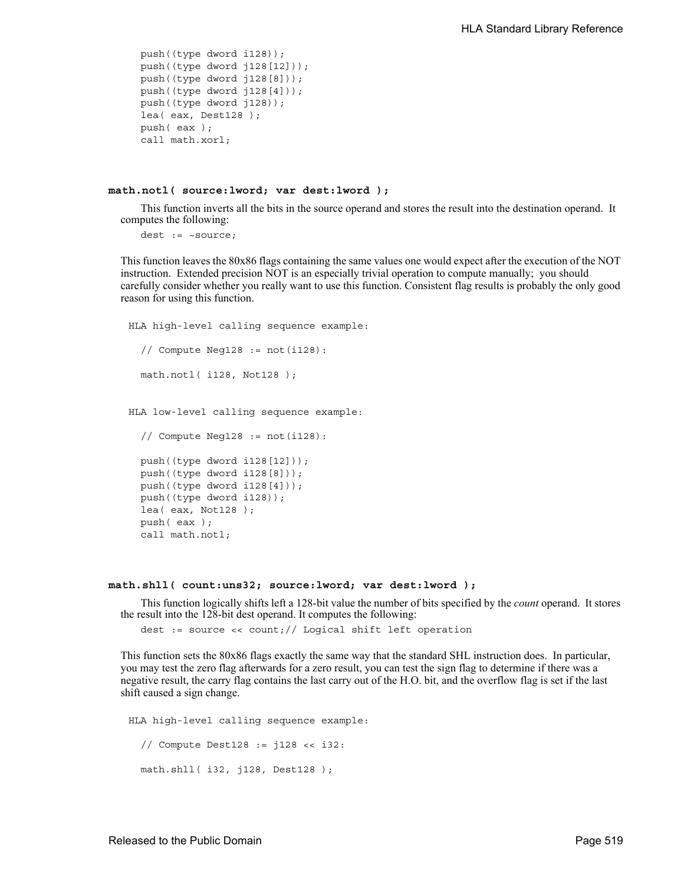```
push((type dword i128));
push((type dword j128[12]));
push((type dword j128[8]));
push((type dword j128[4]));
push((type dword j128));
lea( eax, Dest128 );
push( eax );
call math.xorl;
```

### math.notl( source:lword; var dest:lword );

This function inverts all the bits in the source operand and stores the result into the destination operand. It computes the following:

```
dest := ~source;
```

This function leaves the 80x86 flags containing the same values one would expect after the execution of the NOT instruction. Extended precision NOT is an especially trivial operation to compute manually; you should carefully consider whether you really want to use this function. Consistent flag results is probably the only good reason for using this function.

```
HLA high-level calling sequence example:

  // Compute Neg128 := not(i128):

  math.notl( i128, Not128 );


HLA low-level calling sequence example:

  // Compute Neg128 := not(i128):

  push((type dword i128[12]));
  push((type dword i128[8]));
  push((type dword i128[4]));
  push((type dword i128));
  lea( eax, Not128 );
  push( eax );
  call math.notl;
```

### math.shll( count:uns32; source:lword; var dest:lword );

This function logically shifts left a 128-bit value the number of bits specified by the *count* operand. It stores the result into the 128-bit dest operand. It computes the following:

```
dest := source << count;// Logical shift left operation
```

This function sets the 80x86 flags exactly the same way that the standard SHL instruction does. In particular, you may test the zero flag afterwards for a zero result, you can test the sign flag to determine if there was a negative result, the carry flag contains the last carry out of the H.O. bit, and the overflow flag is set if the last shift caused a sign change.

```
HLA high-level calling sequence example:

  // Compute Dest128 := j128 << i32:

  math.shll( i32, j128, Dest128 );
```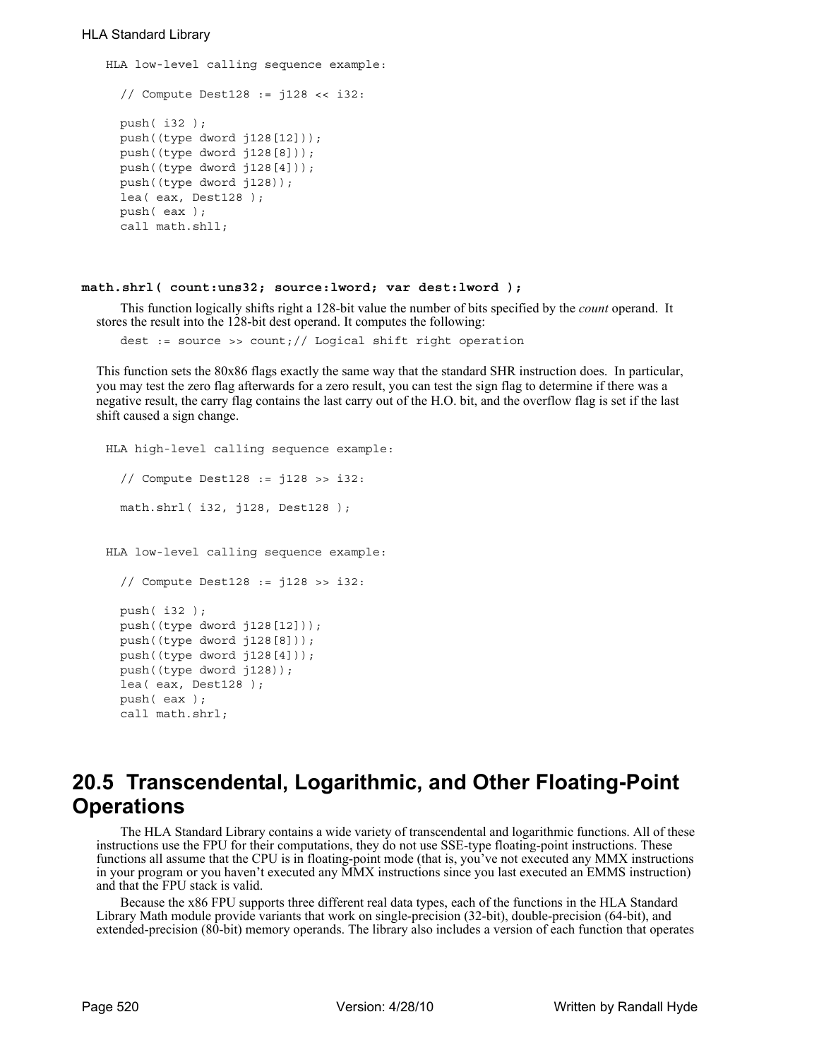HLA low-level calling sequence example:

```
// Compute Dest128 := j128 << i32:

push( i32 );
push((type dword j128[12]));
push((type dword j128[8]));
push((type dword j128[4]));
push((type dword j128));
lea( eax, Dest128 );
push( eax );
call math.shll;
```

**math.shrl( count:uns32; source:lword; var dest:lword );**

This function logically shifts right a 128-bit value the number of bits specified by the *count* operand. It stores the result into the 128-bit dest operand. It computes the following:

```
dest := source >> count;// Logical shift right operation
```

This function sets the 80x86 flags exactly the same way that the standard SHR instruction does. In particular, you may test the zero flag afterwards for a zero result, you can test the sign flag to determine if there was a negative result, the carry flag contains the last carry out of the H.O. bit, and the overflow flag is set if the last shift caused a sign change.

HLA high-level calling sequence example:

```
// Compute Dest128 := j128 >> i32:

math.shrl( i32, j128, Dest128 );
```

HLA low-level calling sequence example:

```
// Compute Dest128 := j128 >> i32:

push( i32 );
push((type dword j128[12]));
push((type dword j128[8]));
push((type dword j128[4]));
push((type dword j128));
lea( eax, Dest128 );
push( eax );
call math.shrl;
```

## 20.5 Transcendental, Logarithmic, and Other Floating-Point Operations

The HLA Standard Library contains a wide variety of transcendental and logarithmic functions. All of these instructions use the FPU for their computations, they do not use SSE-type floating-point instructions. These functions all assume that the CPU is in floating-point mode (that is, you've not executed any MMX instructions in your program or you haven't executed any MMX instructions since you last executed an EMMS instruction) and that the FPU stack is valid.

Because the x86 FPU supports three different real data types, each of the functions in the HLA Standard Library Math module provide variants that work on single-precision (32-bit), double-precision (64-bit), and extended-precision (80-bit) memory operands. The library also includes a version of each function that operates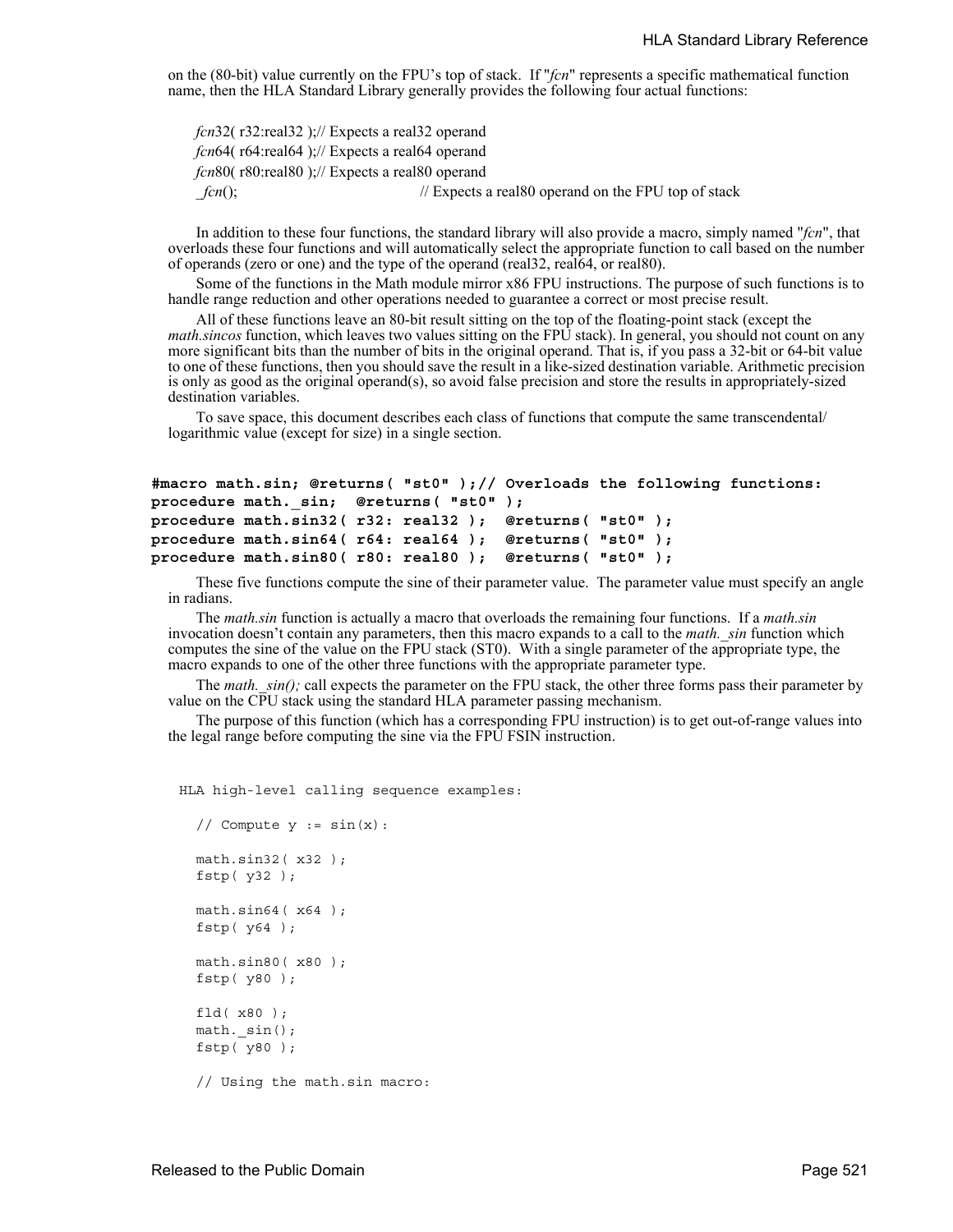on the (80-bit) value currently on the FPU's top of stack. If "*fcn*" represents a specific mathematical function name, then the HLA Standard Library generally provides the following four actual functions:

```
fcn32( r32:real32 );// Expects a real32 operand
fcn64( r64:real64 );// Expects a real64 operand
fcn80( r80:real80 );// Expects a real80 operand
_fcn();                     // Expects a real80 operand on the FPU top of stack
```

In addition to these four functions, the standard library will also provide a macro, simply named "*fcn*", that overloads these four functions and will automatically select the appropriate function to call based on the number of operands (zero or one) and the type of the operand (real32, real64, or real80).

Some of the functions in the Math module mirror x86 FPU instructions. The purpose of such functions is to handle range reduction and other operations needed to guarantee a correct or most precise result.

All of these functions leave an 80-bit result sitting on the top of the floating-point stack (except the *math.sincos* function, which leaves two values sitting on the FPU stack). In general, you should not count on any more significant bits than the number of bits in the original operand. That is, if you pass a 32-bit or 64-bit value to one of these functions, then you should save the result in a like-sized destination variable. Arithmetic precision is only as good as the original operand(s), so avoid false precision and store the results in appropriately-sized destination variables.

To save space, this document describes each class of functions that compute the same transcendental/logarithmic value (except for size) in a single section.

```
#macro math.sin; @returns( "st0" );// Overloads the following functions:
procedure math._sin;  @returns( "st0" );
procedure math.sin32( r32: real32 );  @returns( "st0" );
procedure math.sin64( r64: real64 );  @returns( "st0" );
procedure math.sin80( r80: real80 );  @returns( "st0" );
```

These five functions compute the sine of their parameter value. The parameter value must specify an angle in radians.

The *math.sin* function is actually a macro that overloads the remaining four functions. If a *math.sin* invocation doesn't contain any parameters, then this macro expands to a call to the *math._sin* function which computes the sine of the value on the FPU stack (ST0). With a single parameter of the appropriate type, the macro expands to one of the other three functions with the appropriate parameter type.

The *math._sin();* call expects the parameter on the FPU stack, the other three forms pass their parameter by value on the CPU stack using the standard HLA parameter passing mechanism.

The purpose of this function (which has a corresponding FPU instruction) is to get out-of-range values into the legal range before computing the sine via the FPU FSIN instruction.

```
HLA high-level calling sequence examples:

  // Compute y := sin(x):

  math.sin32( x32 );
  fstp( y32 );

  math.sin64( x64 );
  fstp( y64 );

  math.sin80( x80 );
  fstp( y80 );

  fld( x80 );
  math._sin();
  fstp( y80 );

  // Using the math.sin macro:
```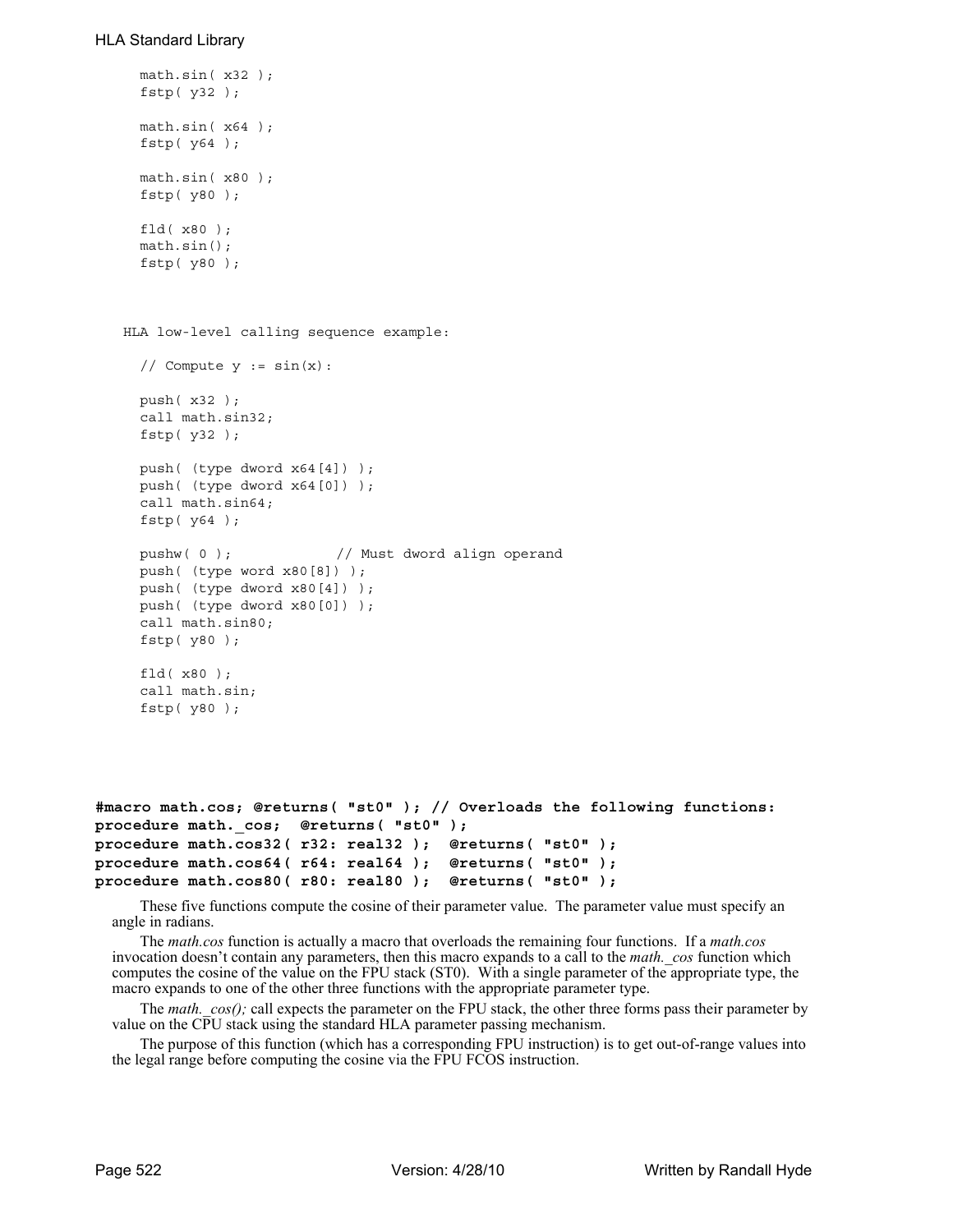```
math.sin( x32 );
fstp( y32 );

math.sin( x64 );
fstp( y64 );

math.sin( x80 );
fstp( y80 );

fld( x80 );
math.sin();
fstp( y80 );
```

```
HLA low-level calling sequence example:

  // Compute y := sin(x):

  push( x32 );
  call math.sin32;
  fstp( y32 );

  push( (type dword x64[4]) );
  push( (type dword x64[0]) );
  call math.sin64;
  fstp( y64 );

  pushw( 0 );              // Must dword align operand
  push( (type word x80[8]) );
  push( (type dword x80[4]) );
  push( (type dword x80[0]) );
  call math.sin80;
  fstp( y80 );

  fld( x80 );
  call math.sin;
  fstp( y80 );
```

```
#macro math.cos; @returns( "st0" ); // Overloads the following functions:
procedure math._cos;  @returns( "st0" );
procedure math.cos32( r32: real32 );  @returns( "st0" );
procedure math.cos64( r64: real64 );  @returns( "st0" );
procedure math.cos80( r80: real80 );  @returns( "st0" );
```

These five functions compute the cosine of their parameter value. The parameter value must specify an angle in radians.

The *math.cos* function is actually a macro that overloads the remaining four functions. If a *math.cos* invocation doesn't contain any parameters, then this macro expands to a call to the *math._cos* function which computes the cosine of the value on the FPU stack (ST0). With a single parameter of the appropriate type, the macro expands to one of the other three functions with the appropriate parameter type.

The *math._cos();* call expects the parameter on the FPU stack, the other three forms pass their parameter by value on the CPU stack using the standard HLA parameter passing mechanism.

The purpose of this function (which has a corresponding FPU instruction) is to get out-of-range values into the legal range before computing the cosine via the FPU FCOS instruction.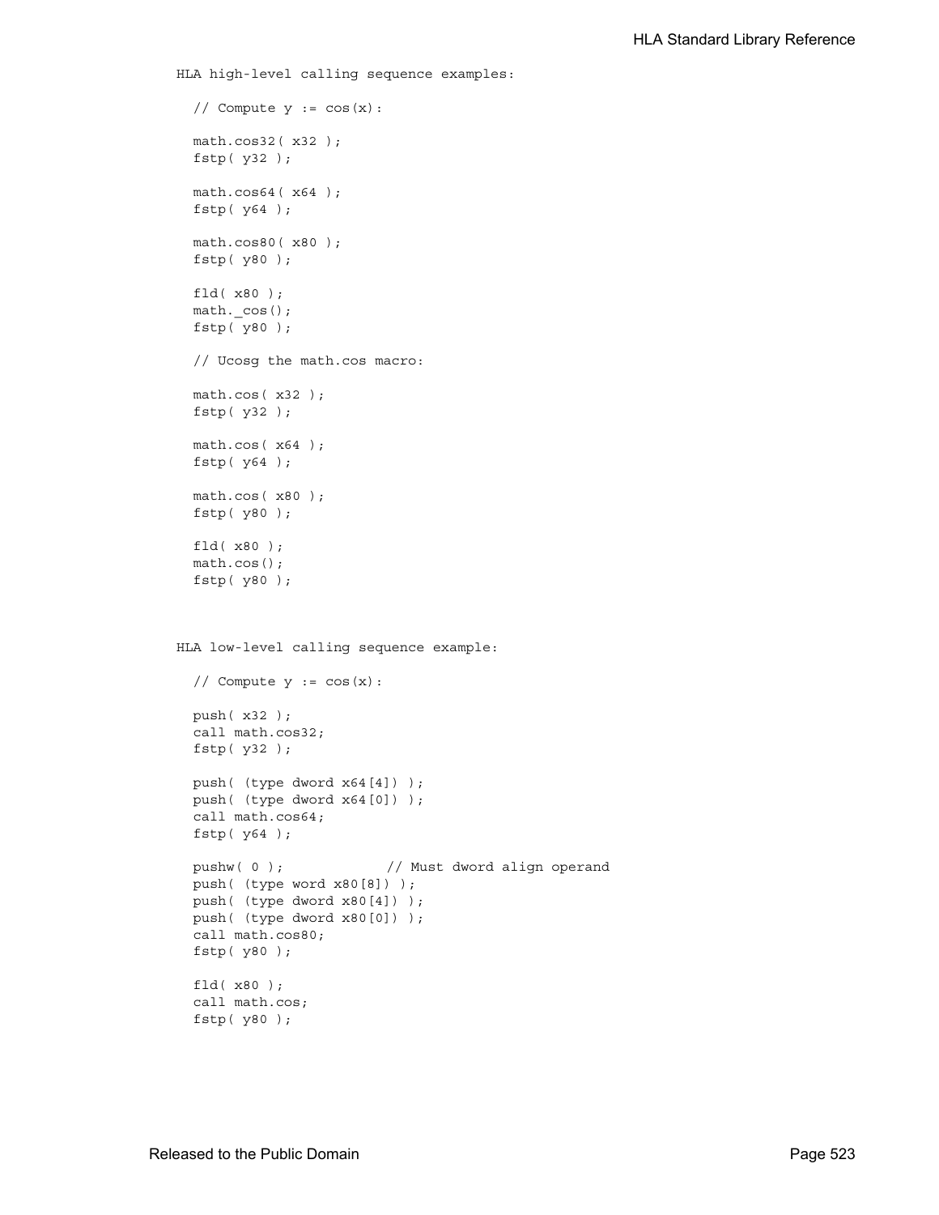HLA high-level calling sequence examples:

```
// Compute y := cos(x):

math.cos32( x32 );
fstp( y32 );

math.cos64( x64 );
fstp( y64 );

math.cos80( x80 );
fstp( y80 );

fld( x80 );
math._cos();
fstp( y80 );

// Ucosg the math.cos macro:

math.cos( x32 );
fstp( y32 );

math.cos( x64 );
fstp( y64 );

math.cos( x80 );
fstp( y80 );

fld( x80 );
math.cos();
fstp( y80 );
```

HLA low-level calling sequence example:

```
// Compute y := cos(x):

push( x32 );
call math.cos32;
fstp( y32 );

push( (type dword x64[4]) );
push( (type dword x64[0]) );
call math.cos64;
fstp( y64 );

pushw( 0 );            // Must dword align operand
push( (type word x80[8]) );
push( (type dword x80[4]) );
push( (type dword x80[0]) );
call math.cos80;
fstp( y80 );

fld( x80 );
call math.cos;
fstp( y80 );
```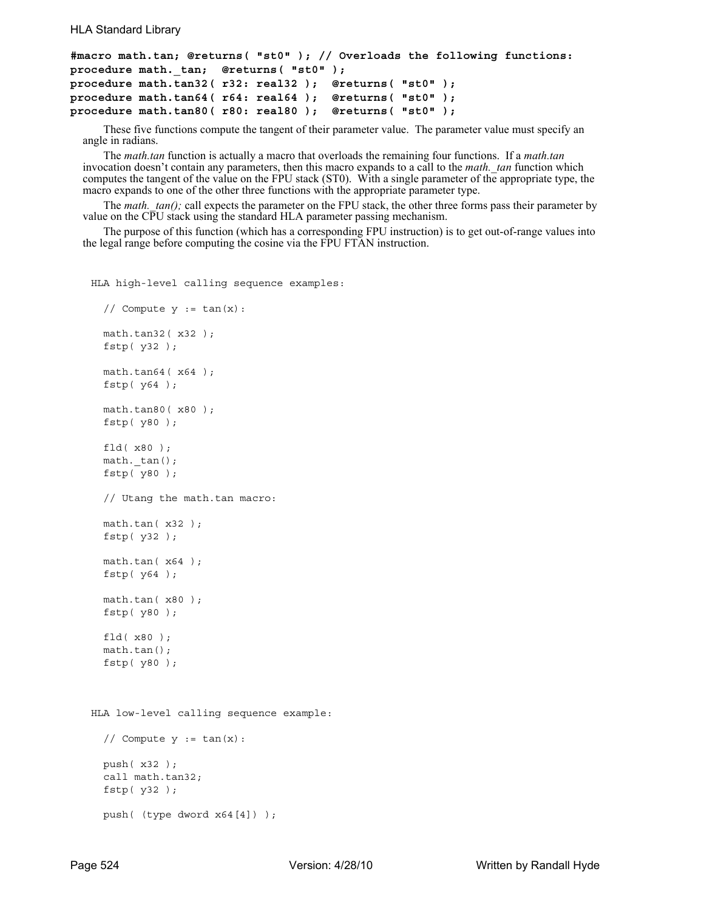```
#macro math.tan; @returns( "st0" ); // Overloads the following functions:
procedure math._tan;  @returns( "st0" );
procedure math.tan32( r32: real32 );  @returns( "st0" );
procedure math.tan64( r64: real64 );  @returns( "st0" );
procedure math.tan80( r80: real80 );  @returns( "st0" );
```

These five functions compute the tangent of their parameter value. The parameter value must specify an angle in radians.

The *math.tan* function is actually a macro that overloads the remaining four functions. If a *math.tan* invocation doesn't contain any parameters, then this macro expands to a call to the *math._tan* function which computes the tangent of the value on the FPU stack (ST0). With a single parameter of the appropriate type, the macro expands to one of the other three functions with the appropriate parameter type.

The *math._tan();* call expects the parameter on the FPU stack, the other three forms pass their parameter by value on the CPU stack using the standard HLA parameter passing mechanism.

The purpose of this function (which has a corresponding FPU instruction) is to get out-of-range values into the legal range before computing the cosine via the FPU FTAN instruction.

```
HLA high-level calling sequence examples:

  // Compute y := tan(x):

  math.tan32( x32 );
  fstp( y32 );

  math.tan64( x64 );
  fstp( y64 );

  math.tan80( x80 );
  fstp( y80 );

  fld( x80 );
  math._tan();
  fstp( y80 );

  // Utang the math.tan macro:

  math.tan( x32 );
  fstp( y32 );

  math.tan( x64 );
  fstp( y64 );

  math.tan( x80 );
  fstp( y80 );

  fld( x80 );
  math.tan();
  fstp( y80 );



HLA low-level calling sequence example:

  // Compute y := tan(x):

  push( x32 );
  call math.tan32;
  fstp( y32 );

  push( (type dword x64[4]) );
```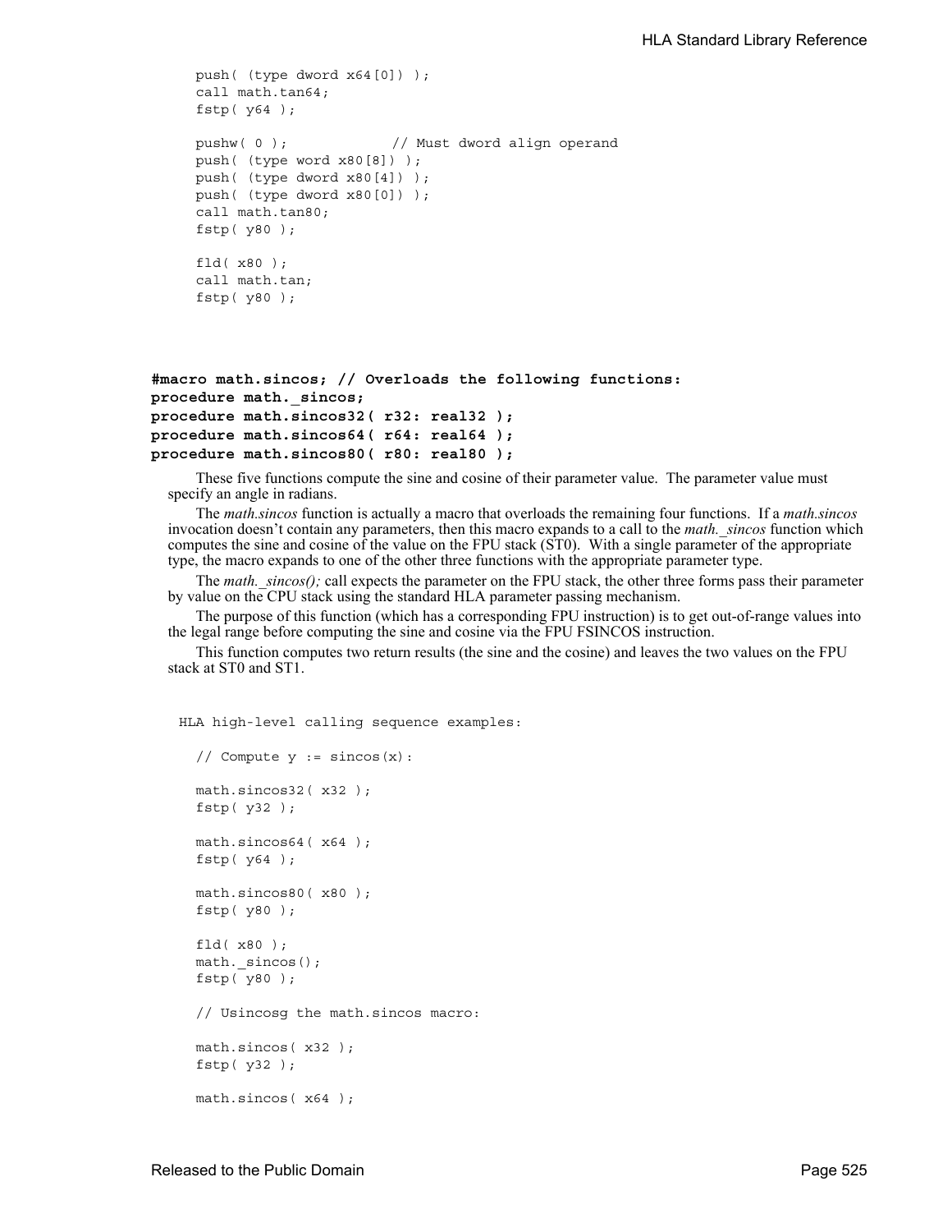```
push( (type dword x64[0]) );
call math.tan64;
fstp( y64 );

pushw( 0 );              // Must dword align operand
push( (type word x80[8]) );
push( (type dword x80[4]) );
push( (type dword x80[0]) );
call math.tan80;
fstp( y80 );

fld( x80 );
call math.tan;
fstp( y80 );
```

**#macro math.sincos; // Overloads the following functions:**
**procedure math._sincos;**
**procedure math.sincos32( r32: real32 );**
**procedure math.sincos64( r64: real64 );**
**procedure math.sincos80( r80: real80 );**

These five functions compute the sine and cosine of their parameter value. The parameter value must specify an angle in radians.

The *math.sincos* function is actually a macro that overloads the remaining four functions. If a *math.sincos* invocation doesn't contain any parameters, then this macro expands to a call to the *math._sincos* function which computes the sine and cosine of the value on the FPU stack (ST0). With a single parameter of the appropriate type, the macro expands to one of the other three functions with the appropriate parameter type.

The *math._sincos();* call expects the parameter on the FPU stack, the other three forms pass their parameter by value on the CPU stack using the standard HLA parameter passing mechanism.

The purpose of this function (which has a corresponding FPU instruction) is to get out-of-range values into the legal range before computing the sine and cosine via the FPU FSINCOS instruction.

This function computes two return results (the sine and the cosine) and leaves the two values on the FPU stack at ST0 and ST1.

```
HLA high-level calling sequence examples:

  // Compute y := sincos(x):

  math.sincos32( x32 );
  fstp( y32 );

  math.sincos64( x64 );
  fstp( y64 );

  math.sincos80( x80 );
  fstp( y80 );

  fld( x80 );
  math._sincos();
  fstp( y80 );

  // Usincosg the math.sincos macro:

  math.sincos( x32 );
  fstp( y32 );

  math.sincos( x64 );
```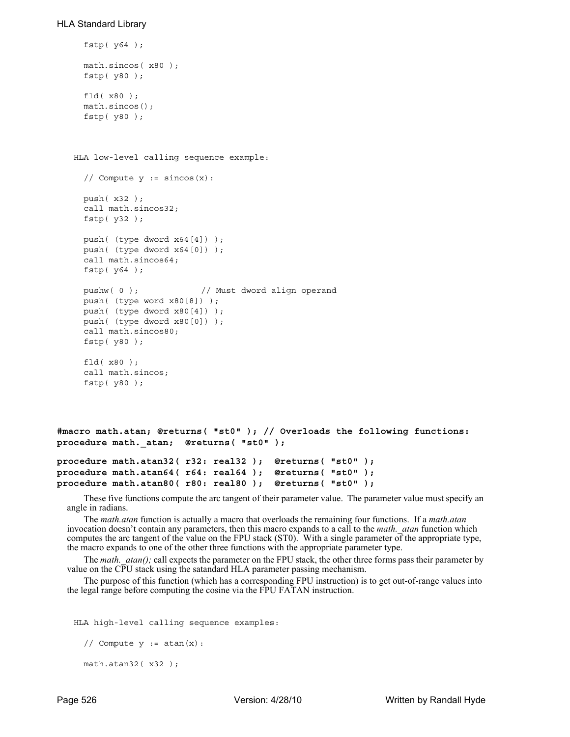```
      fstp( y64 );

      math.sincos( x80 );
      fstp( y80 );

      fld( x80 );
      math.sincos();
      fstp( y80 );
```

```
   HLA low-level calling sequence example:

      // Compute y := sincos(x):

      push( x32 );
      call math.sincos32;
      fstp( y32 );

      push( (type dword x64[4]) );
      push( (type dword x64[0]) );
      call math.sincos64;
      fstp( y64 );

      pushw( 0 );            // Must dword align operand
      push( (type word x80[8]) );
      push( (type dword x80[4]) );
      push( (type dword x80[0]) );
      call math.sincos80;
      fstp( y80 );

      fld( x80 );
      call math.sincos;
      fstp( y80 );
```

**#macro math.atan; @returns( "st0" ); // Overloads the following functions:**
**procedure math._atan;  @returns( "st0" );**

**procedure math.atan32( r32: real32 );  @returns( "st0" );**
**procedure math.atan64( r64: real64 );  @returns( "st0" );**
**procedure math.atan80( r80: real80 );  @returns( "st0" );**

These five functions compute the arc tangent of their parameter value. The parameter value must specify an angle in radians.

The *math.atan* function is actually a macro that overloads the remaining four functions. If a *math.atan* invocation doesn't contain any parameters, then this macro expands to a call to the *math._atan* function which computes the arc tangent of the value on the FPU stack (ST0). With a single parameter of the appropriate type, the macro expands to one of the other three functions with the appropriate parameter type.

The *math._atan();* call expects the parameter on the FPU stack, the other three forms pass their parameter by value on the CPU stack using the satandard HLA parameter passing mechanism.

The purpose of this function (which has a corresponding FPU instruction) is to get out-of-range values into the legal range before computing the cosine via the FPU FATAN instruction.

```
   HLA high-level calling sequence examples:

      // Compute y := atan(x):

      math.atan32( x32 );
```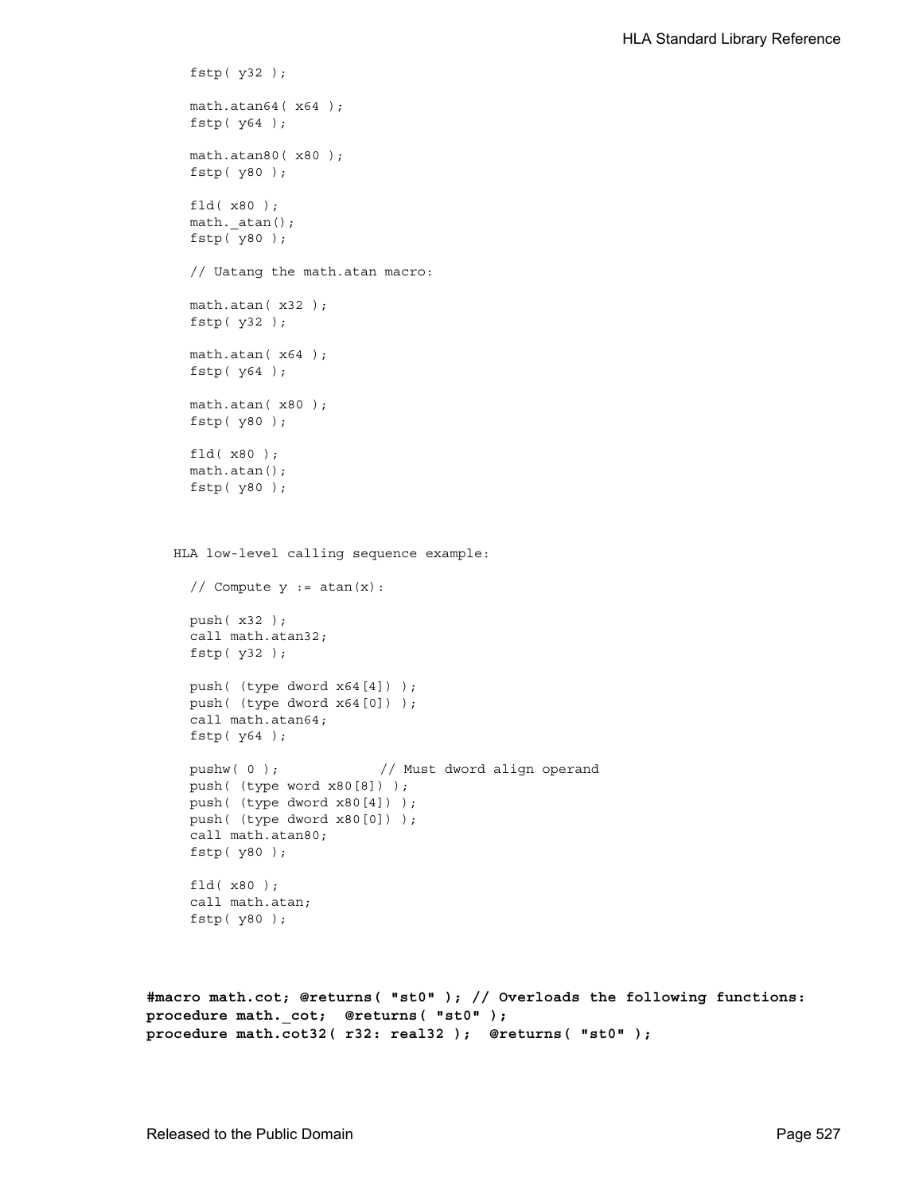```
fstp( y32 );

math.atan64( x64 );
fstp( y64 );

math.atan80( x80 );
fstp( y80 );

fld( x80 );
math._atan();
fstp( y80 );

// Uatang the math.atan macro:

math.atan( x32 );
fstp( y32 );

math.atan( x64 );
fstp( y64 );

math.atan( x80 );
fstp( y80 );

fld( x80 );
math.atan();
fstp( y80 );
```

HLA low-level calling sequence example:

```
// Compute y := atan(x):

push( x32 );
call math.atan32;
fstp( y32 );

push( (type dword x64[4]) );
push( (type dword x64[0]) );
call math.atan64;
fstp( y64 );

pushw( 0 );             // Must dword align operand
push( (type word x80[8]) );
push( (type dword x80[4]) );
push( (type dword x80[0]) );
call math.atan80;
fstp( y80 );

fld( x80 );
call math.atan;
fstp( y80 );
```

**#macro math.cot; @returns( "st0" ); // Overloads the following functions:**
**procedure math._cot;  @returns( "st0" );**
**procedure math.cot32( r32: real32 );  @returns( "st0" );**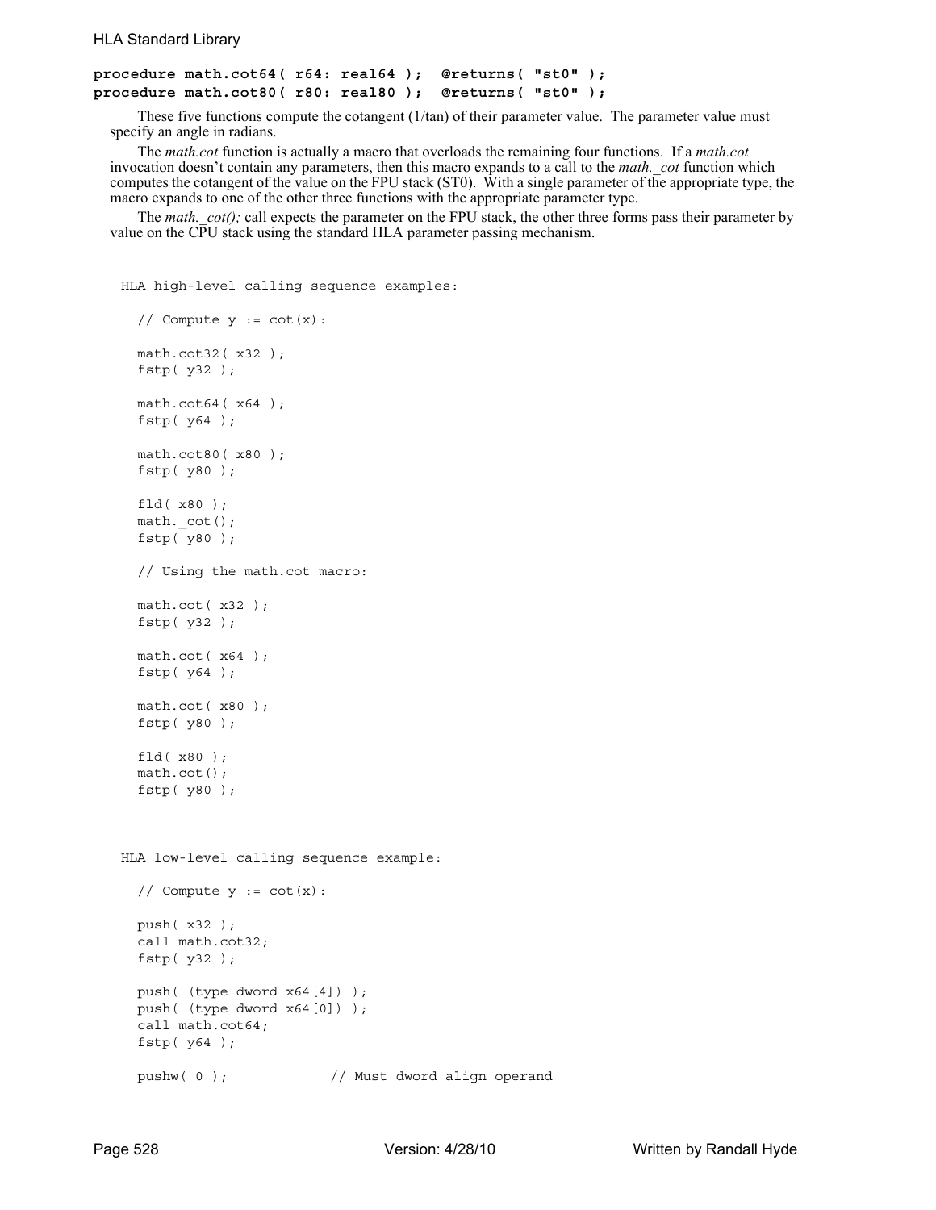```
procedure math.cot64( r64: real64 );  @returns( "st0" );
procedure math.cot80( r80: real80 );  @returns( "st0" );
```

These five functions compute the cotangent (1/tan) of their parameter value. The parameter value must specify an angle in radians.

The *math.cot* function is actually a macro that overloads the remaining four functions. If a *math.cot* invocation doesn't contain any parameters, then this macro expands to a call to the *math._cot* function which computes the cotangent of the value on the FPU stack (ST0). With a single parameter of the appropriate type, the macro expands to one of the other three functions with the appropriate parameter type.

The *math._cot();* call expects the parameter on the FPU stack, the other three forms pass their parameter by value on the CPU stack using the standard HLA parameter passing mechanism.

```
HLA high-level calling sequence examples:

  // Compute y := cot(x):

  math.cot32( x32 );
  fstp( y32 );

  math.cot64( x64 );
  fstp( y64 );

  math.cot80( x80 );
  fstp( y80 );

  fld( x80 );
  math._cot();
  fstp( y80 );

  // Using the math.cot macro:

  math.cot( x32 );
  fstp( y32 );

  math.cot( x64 );
  fstp( y64 );

  math.cot( x80 );
  fstp( y80 );

  fld( x80 );
  math.cot();
  fstp( y80 );



HLA low-level calling sequence example:

  // Compute y := cot(x):

  push( x32 );
  call math.cot32;
  fstp( y32 );

  push( (type dword x64[4]) );
  push( (type dword x64[0]) );
  call math.cot64;
  fstp( y64 );

  pushw( 0 );            // Must dword align operand
```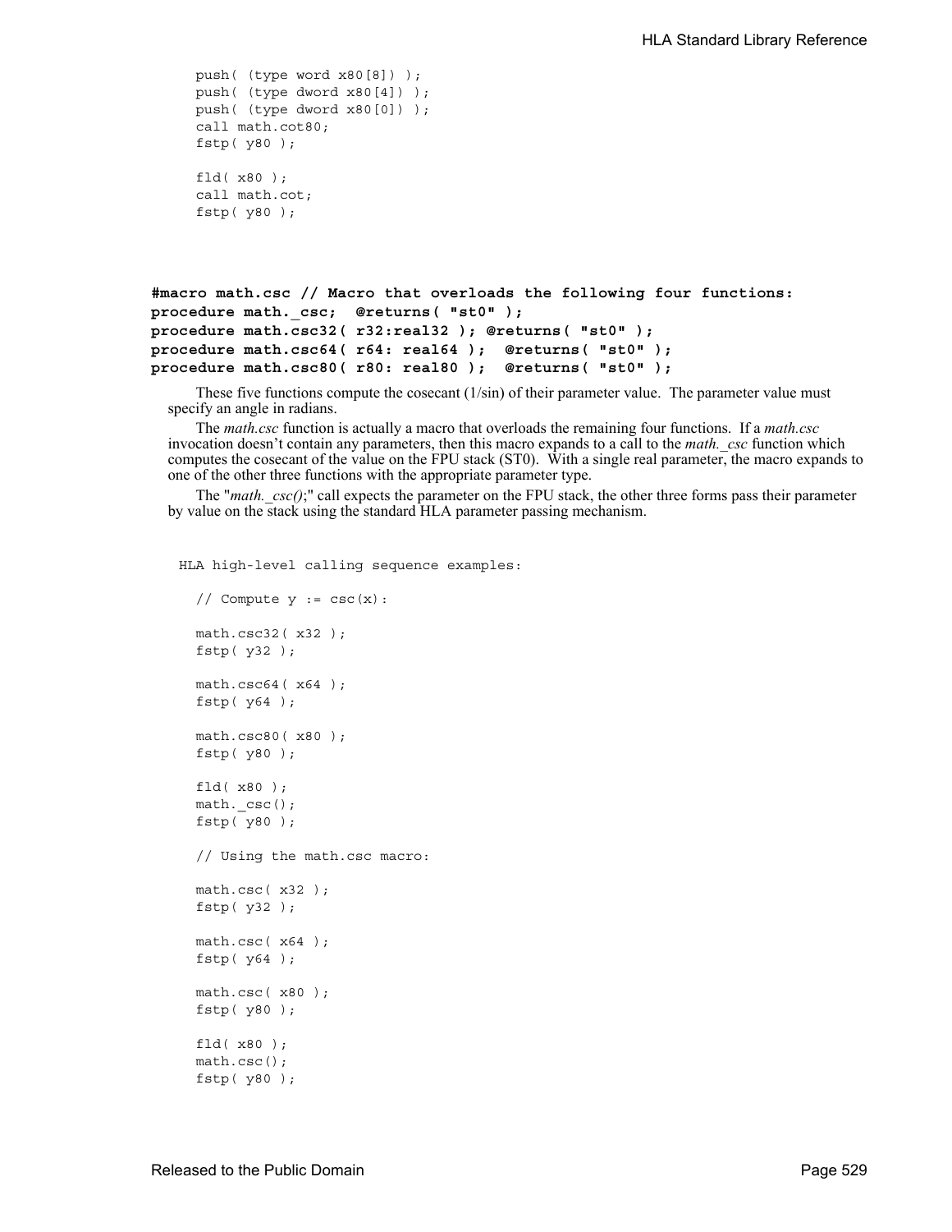```
push( (type word x80[8]) );
push( (type dword x80[4]) );
push( (type dword x80[0]) );
call math.cot80;
fstp( y80 );

fld( x80 );
call math.cot;
fstp( y80 );
```

**#macro math.csc // Macro that overloads the following four functions:**
**procedure math._csc; @returns( "st0" );**
**procedure math.csc32( r32:real32 ); @returns( "st0" );**
**procedure math.csc64( r64: real64 ); @returns( "st0" );**
**procedure math.csc80( r80: real80 ); @returns( "st0" );**

These five functions compute the cosecant (1/sin) of their parameter value. The parameter value must specify an angle in radians.

The *math.csc* function is actually a macro that overloads the remaining four functions. If a *math.csc* invocation doesn't contain any parameters, then this macro expands to a call to the *math._csc* function which computes the cosecant of the value on the FPU stack (ST0). With a single real parameter, the macro expands to one of the other three functions with the appropriate parameter type.

The "*math._csc();*" call expects the parameter on the FPU stack, the other three forms pass their parameter by value on the stack using the standard HLA parameter passing mechanism.

```
HLA high-level calling sequence examples:

  // Compute y := csc(x):

  math.csc32( x32 );
  fstp( y32 );

  math.csc64( x64 );
  fstp( y64 );

  math.csc80( x80 );
  fstp( y80 );

  fld( x80 );
  math._csc();
  fstp( y80 );

  // Using the math.csc macro:

  math.csc( x32 );
  fstp( y32 );

  math.csc( x64 );
  fstp( y64 );

  math.csc( x80 );
  fstp( y80 );

  fld( x80 );
  math.csc();
  fstp( y80 );
```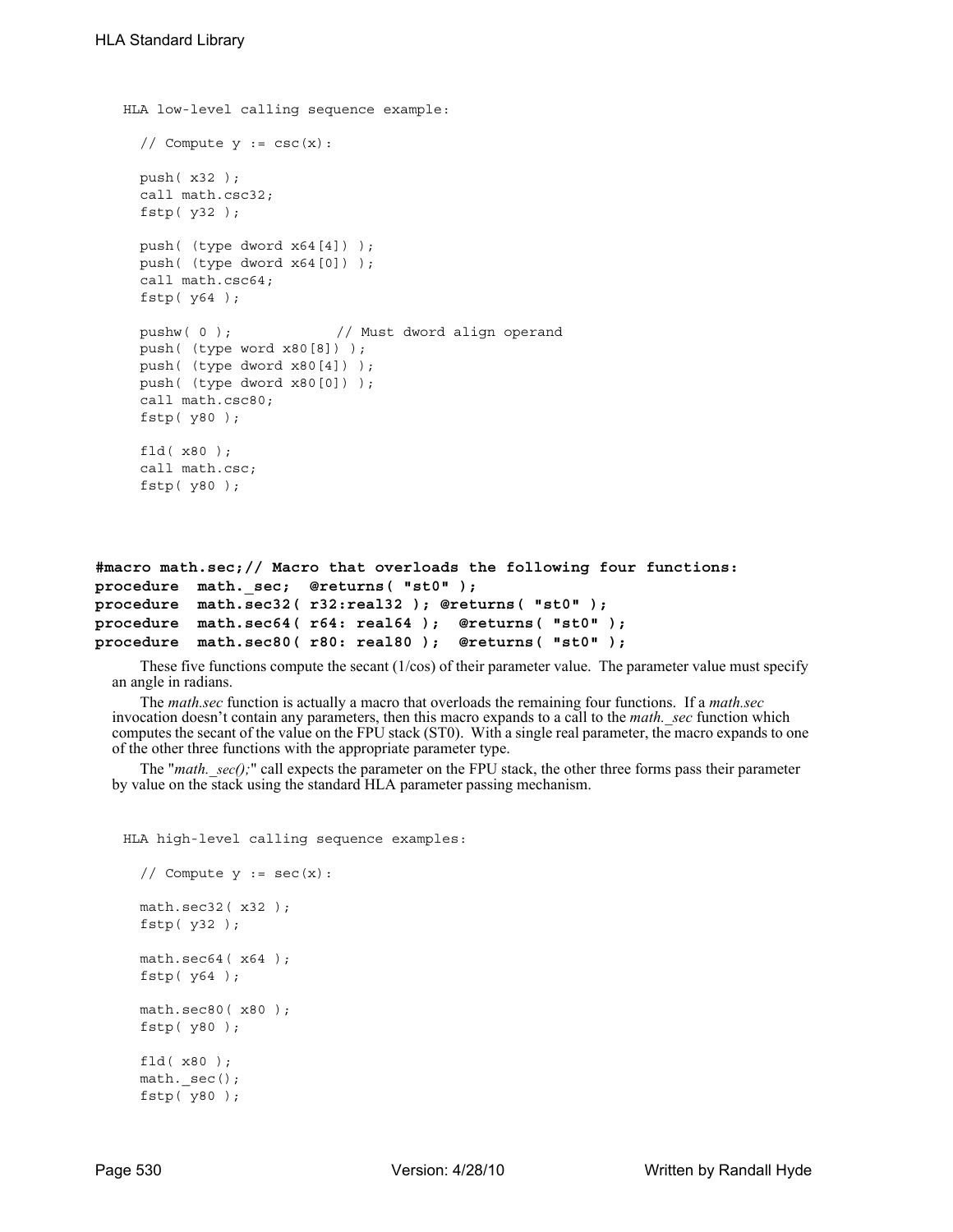```
HLA low-level calling sequence example:

  // Compute y := csc(x):

  push( x32 );
  call math.csc32;
  fstp( y32 );

  push( (type dword x64[4]) );
  push( (type dword x64[0]) );
  call math.csc64;
  fstp( y64 );

  pushw( 0 );            // Must dword align operand
  push( (type word x80[8]) );
  push( (type dword x80[4]) );
  push( (type dword x80[0]) );
  call math.csc80;
  fstp( y80 );

  fld( x80 );
  call math.csc;
  fstp( y80 );
```

**#macro math.sec;// Macro that overloads the following four functions:**
**procedure math._sec; @returns( "st0" );**
**procedure math.sec32( r32:real32 ); @returns( "st0" );**
**procedure math.sec64( r64: real64 ); @returns( "st0" );**
**procedure math.sec80( r80: real80 ); @returns( "st0" );**

These five functions compute the secant (1/cos) of their parameter value. The parameter value must specify an angle in radians.

The *math.sec* function is actually a macro that overloads the remaining four functions. If a *math.sec* invocation doesn't contain any parameters, then this macro expands to a call to the *math._sec* function which computes the secant of the value on the FPU stack (ST0). With a single real parameter, the macro expands to one of the other three functions with the appropriate parameter type.

The "*math._sec();*" call expects the parameter on the FPU stack, the other three forms pass their parameter by value on the stack using the standard HLA parameter passing mechanism.

```
HLA high-level calling sequence examples:

  // Compute y := sec(x):

  math.sec32( x32 );
  fstp( y32 );

  math.sec64( x64 );
  fstp( y64 );

  math.sec80( x80 );
  fstp( y80 );

  fld( x80 );
  math._sec();
  fstp( y80 );
```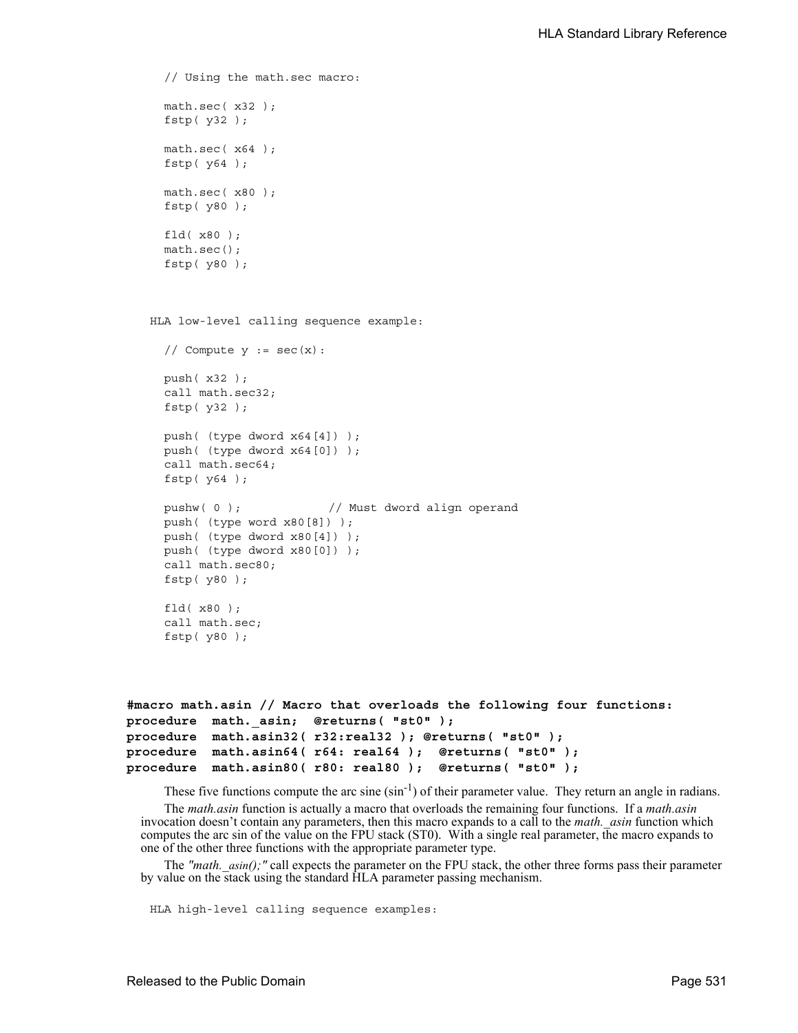```
// Using the math.sec macro:

math.sec( x32 );
fstp( y32 );

math.sec( x64 );
fstp( y64 );

math.sec( x80 );
fstp( y80 );

fld( x80 );
math.sec();
fstp( y80 );
```

HLA low-level calling sequence example:

```
// Compute y := sec(x):

push( x32 );
call math.sec32;
fstp( y32 );

push( (type dword x64[4]) );
push( (type dword x64[0]) );
call math.sec64;
fstp( y64 );

pushw( 0 );            // Must dword align operand
push( (type word x80[8]) );
push( (type dword x80[4]) );
push( (type dword x80[0]) );
call math.sec80;
fstp( y80 );

fld( x80 );
call math.sec;
fstp( y80 );
```

**#macro math.asin // Macro that overloads the following four functions:**
**procedure math._asin; @returns( "st0" );**
**procedure math.asin32( r32:real32 ); @returns( "st0" );**
**procedure math.asin64( r64: real64 ); @returns( "st0" );**
**procedure math.asin80( r80: real80 ); @returns( "st0" );**

These five functions compute the arc sine ($\sin^{-1}$) of their parameter value. They return an angle in radians.

The *math.asin* function is actually a macro that overloads the remaining four functions. If a *math.asin* invocation doesn't contain any parameters, then this macro expands to a call to the *math._asin* function which computes the arc sin of the value on the FPU stack (ST0). With a single real parameter, the macro expands to one of the other three functions with the appropriate parameter type.

The *"math._asin();"* call expects the parameter on the FPU stack, the other three forms pass their parameter by value on the stack using the standard HLA parameter passing mechanism.

HLA high-level calling sequence examples: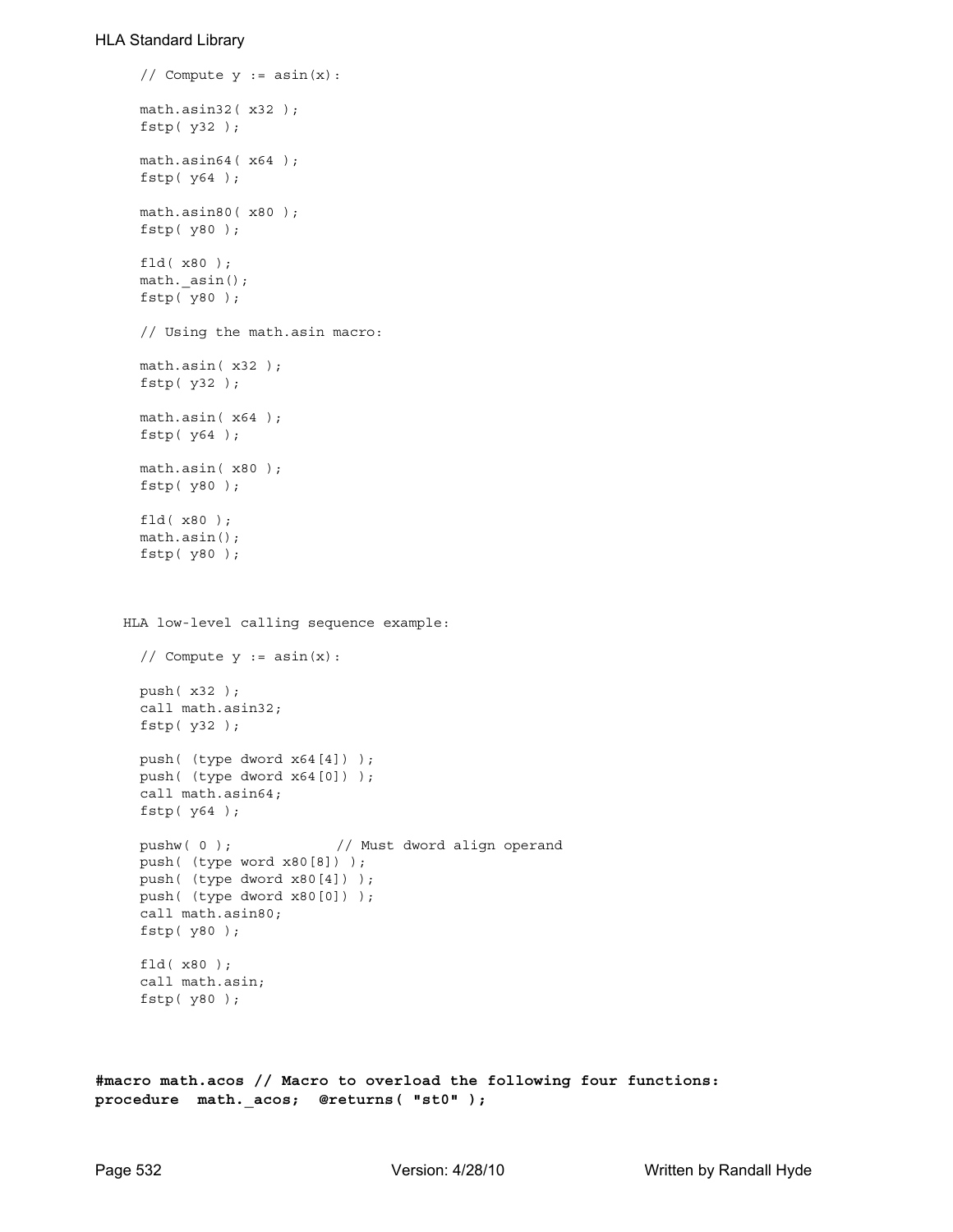```
// Compute y := asin(x):

math.asin32( x32 );
fstp( y32 );

math.asin64( x64 );
fstp( y64 );

math.asin80( x80 );
fstp( y80 );

fld( x80 );
math._asin();
fstp( y80 );

// Using the math.asin macro:

math.asin( x32 );
fstp( y32 );

math.asin( x64 );
fstp( y64 );

math.asin( x80 );
fstp( y80 );

fld( x80 );
math.asin();
fstp( y80 );
```

HLA low-level calling sequence example:

```
// Compute y := asin(x):

push( x32 );
call math.asin32;
fstp( y32 );

push( (type dword x64[4]) );
push( (type dword x64[0]) );
call math.asin64;
fstp( y64 );

pushw( 0 );            // Must dword align operand
push( (type word x80[8]) );
push( (type dword x80[4]) );
push( (type dword x80[0]) );
call math.asin80;
fstp( y80 );

fld( x80 );
call math.asin;
fstp( y80 );
```

**#macro math.acos // Macro to overload the following four functions:**
**procedure math._acos; @returns( "st0" );**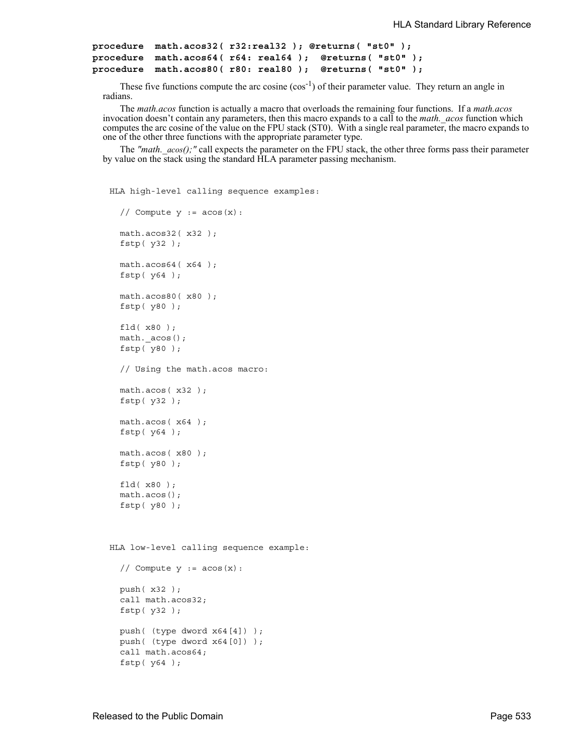```
procedure  math.acos32( r32:real32 ); @returns( "st0" );
procedure  math.acos64( r64: real64 );  @returns( "st0" );
procedure  math.acos80( r80: real80 );  @returns( "st0" );
```

These five functions compute the arc cosine ($\cos^{-1}$) of their parameter value. They return an angle in radians.

The *math.acos* function is actually a macro that overloads the remaining four functions. If a *math.acos* invocation doesn't contain any parameters, then this macro expands to a call to the *math._acos* function which computes the arc cosine of the value on the FPU stack (ST0). With a single real parameter, the macro expands to one of the other three functions with the appropriate parameter type.

The *"math._acos();"* call expects the parameter on the FPU stack, the other three forms pass their parameter by value on the stack using the standard HLA parameter passing mechanism.

```
HLA high-level calling sequence examples:

  // Compute y := acos(x):

  math.acos32( x32 );
  fstp( y32 );

  math.acos64( x64 );
  fstp( y64 );

  math.acos80( x80 );
  fstp( y80 );

  fld( x80 );
  math._acos();
  fstp( y80 );

  // Using the math.acos macro:

  math.acos( x32 );
  fstp( y32 );

  math.acos( x64 );
  fstp( y64 );

  math.acos( x80 );
  fstp( y80 );

  fld( x80 );
  math.acos();
  fstp( y80 );



HLA low-level calling sequence example:

  // Compute y := acos(x):

  push( x32 );
  call math.acos32;
  fstp( y32 );

  push( (type dword x64[4]) );
  push( (type dword x64[0]) );
  call math.acos64;
  fstp( y64 );
```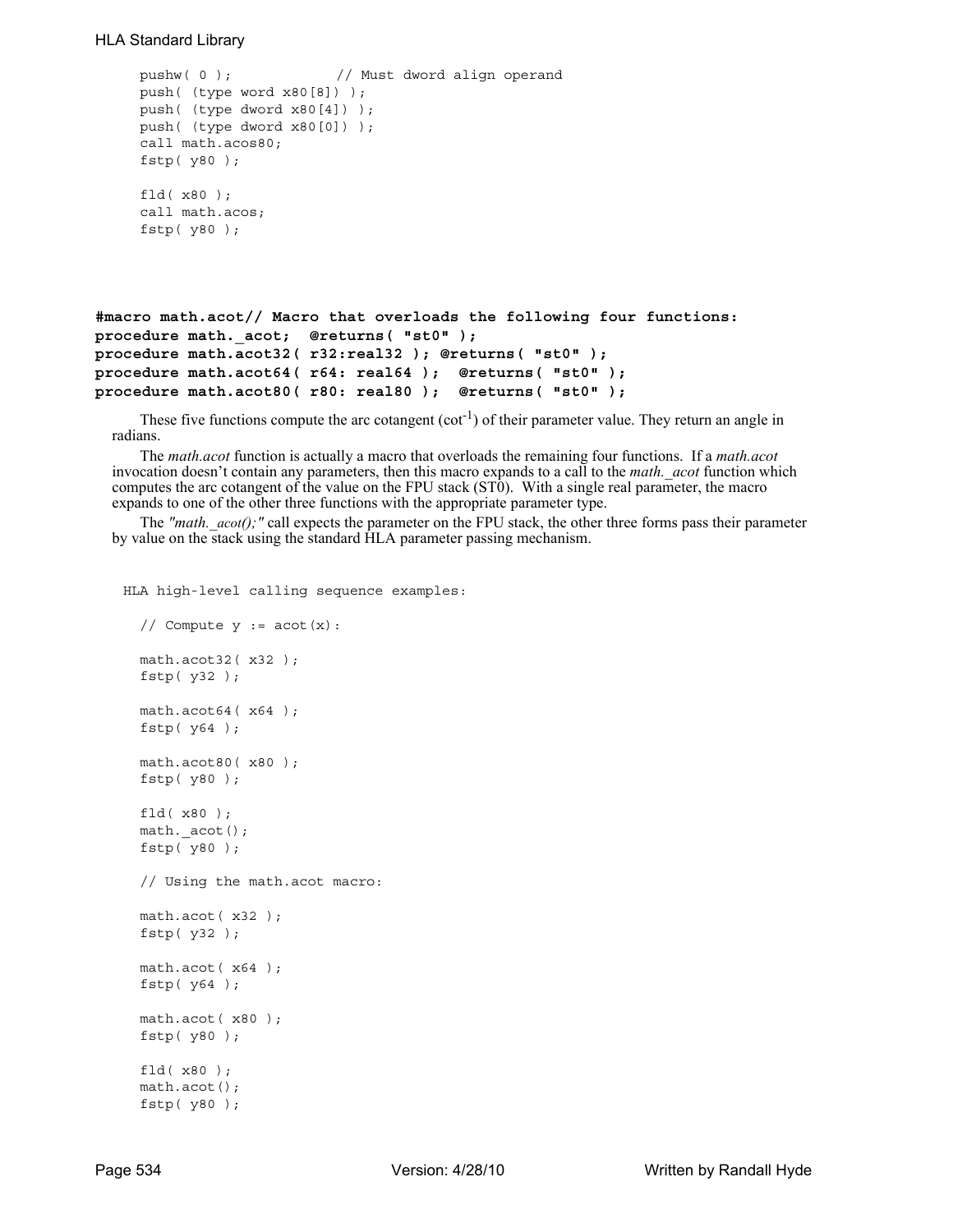```
pushw( 0 );            // Must dword align operand
push( (type word x80[8]) );
push( (type dword x80[4]) );
push( (type dword x80[0]) );
call math.acos80;
fstp( y80 );

fld( x80 );
call math.acos;
fstp( y80 );
```

**#macro math.acot// Macro that overloads the following four functions:**
**procedure math._acot; @returns( "st0" );**
**procedure math.acot32( r32:real32 ); @returns( "st0" );**
**procedure math.acot64( r64: real64 ); @returns( "st0" );**
**procedure math.acot80( r80: real80 ); @returns( "st0" );**

These five functions compute the arc cotangent ($\cot^{-1}$) of their parameter value. They return an angle in radians.

The *math.acot* function is actually a macro that overloads the remaining four functions. If a *math.acot* invocation doesn't contain any parameters, then this macro expands to a call to the *math._acot* function which computes the arc cotangent of the value on the FPU stack (ST0). With a single real parameter, the macro expands to one of the other three functions with the appropriate parameter type.

The *"math._acot();"* call expects the parameter on the FPU stack, the other three forms pass their parameter by value on the stack using the standard HLA parameter passing mechanism.

```
HLA high-level calling sequence examples:

  // Compute y := acot(x):

  math.acot32( x32 );
  fstp( y32 );

  math.acot64( x64 );
  fstp( y64 );

  math.acot80( x80 );
  fstp( y80 );

  fld( x80 );
  math._acot();
  fstp( y80 );

  // Using the math.acot macro:

  math.acot( x32 );
  fstp( y32 );

  math.acot( x64 );
  fstp( y64 );

  math.acot( x80 );
  fstp( y80 );

  fld( x80 );
  math.acot();
  fstp( y80 );
```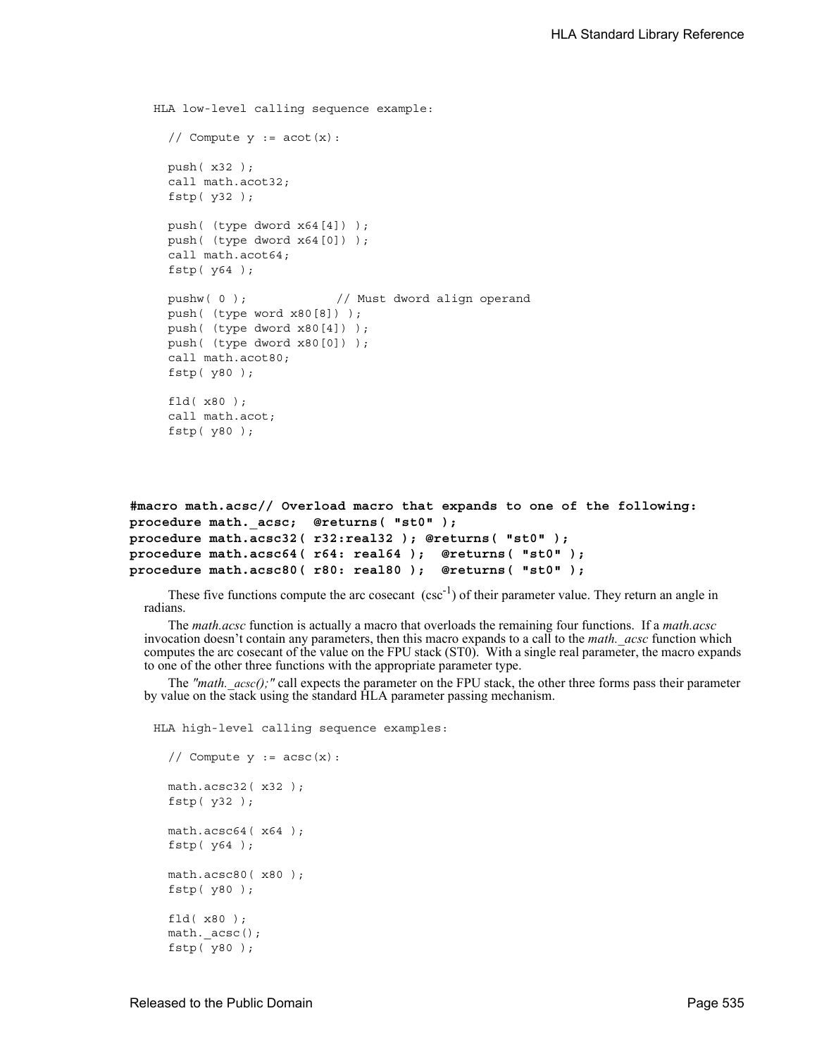HLA low-level calling sequence example:

```
// Compute y := acot(x):

push( x32 );
call math.acot32;
fstp( y32 );

push( (type dword x64[4]) );
push( (type dword x64[0]) );
call math.acot64;
fstp( y64 );

pushw( 0 );            // Must dword align operand
push( (type word x80[8]) );
push( (type dword x80[4]) );
push( (type dword x80[0]) );
call math.acot80;
fstp( y80 );

fld( x80 );
call math.acot;
fstp( y80 );
```

**#macro math.acsc// Overload macro that expands to one of the following:**
**procedure math._acsc; @returns( "st0" );**
**procedure math.acsc32( r32:real32 ); @returns( "st0" );**
**procedure math.acsc64( r64: real64 ); @returns( "st0" );**
**procedure math.acsc80( r80: real80 ); @returns( "st0" );**

These five functions compute the arc cosecant ($csc^{-1}$) of their parameter value. They return an angle in radians.

The *math.acsc* function is actually a macro that overloads the remaining four functions. If a *math.acsc* invocation doesn't contain any parameters, then this macro expands to a call to the *math._acsc* function which computes the arc cosecant of the value on the FPU stack (ST0). With a single real parameter, the macro expands to one of the other three functions with the appropriate parameter type.

The *"math._acsc();"* call expects the parameter on the FPU stack, the other three forms pass their parameter by value on the stack using the standard HLA parameter passing mechanism.

HLA high-level calling sequence examples:

```
// Compute y := acsc(x):

math.acsc32( x32 );
fstp( y32 );

math.acsc64( x64 );
fstp( y64 );

math.acsc80( x80 );
fstp( y80 );

fld( x80 );
math._acsc();
fstp( y80 );
```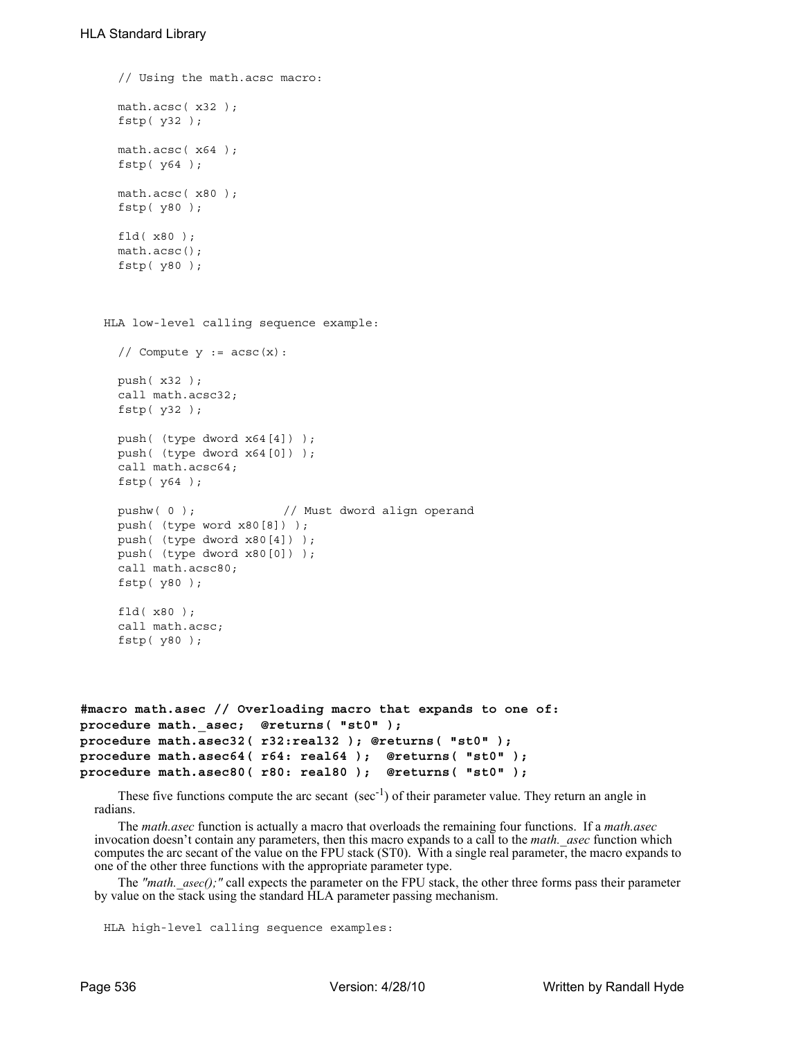```
// Using the math.acsc macro:

math.acsc( x32 );
fstp( y32 );

math.acsc( x64 );
fstp( y64 );

math.acsc( x80 );
fstp( y80 );

fld( x80 );
math.acsc();
fstp( y80 );
```

```
HLA low-level calling sequence example:

  // Compute y := acsc(x):

  push( x32 );
  call math.acsc32;
  fstp( y32 );

  push( (type dword x64[4]) );
  push( (type dword x64[0]) );
  call math.acsc64;
  fstp( y64 );

  pushw( 0 );            // Must dword align operand
  push( (type word x80[8]) );
  push( (type dword x80[4]) );
  push( (type dword x80[0]) );
  call math.acsc80;
  fstp( y80 );

  fld( x80 );
  call math.acsc;
  fstp( y80 );
```

**#macro math.asec // Overloading macro that expands to one of:**
**procedure math._asec;  @returns( "st0" );**
**procedure math.asec32( r32:real32 ); @returns( "st0" );**
**procedure math.asec64( r64: real64 );  @returns( "st0" );**
**procedure math.asec80( r80: real80 );  @returns( "st0" );**

These five functions compute the arc secant ($sec^{-1}$) of their parameter value. They return an angle in radians.

The *math.asec* function is actually a macro that overloads the remaining four functions. If a *math.asec* invocation doesn't contain any parameters, then this macro expands to a call to the *math._asec* function which computes the arc secant of the value on the FPU stack (ST0). With a single real parameter, the macro expands to one of the other three functions with the appropriate parameter type.

The *"math._asec();"* call expects the parameter on the FPU stack, the other three forms pass their parameter by value on the stack using the standard HLA parameter passing mechanism.

```
HLA high-level calling sequence examples:
```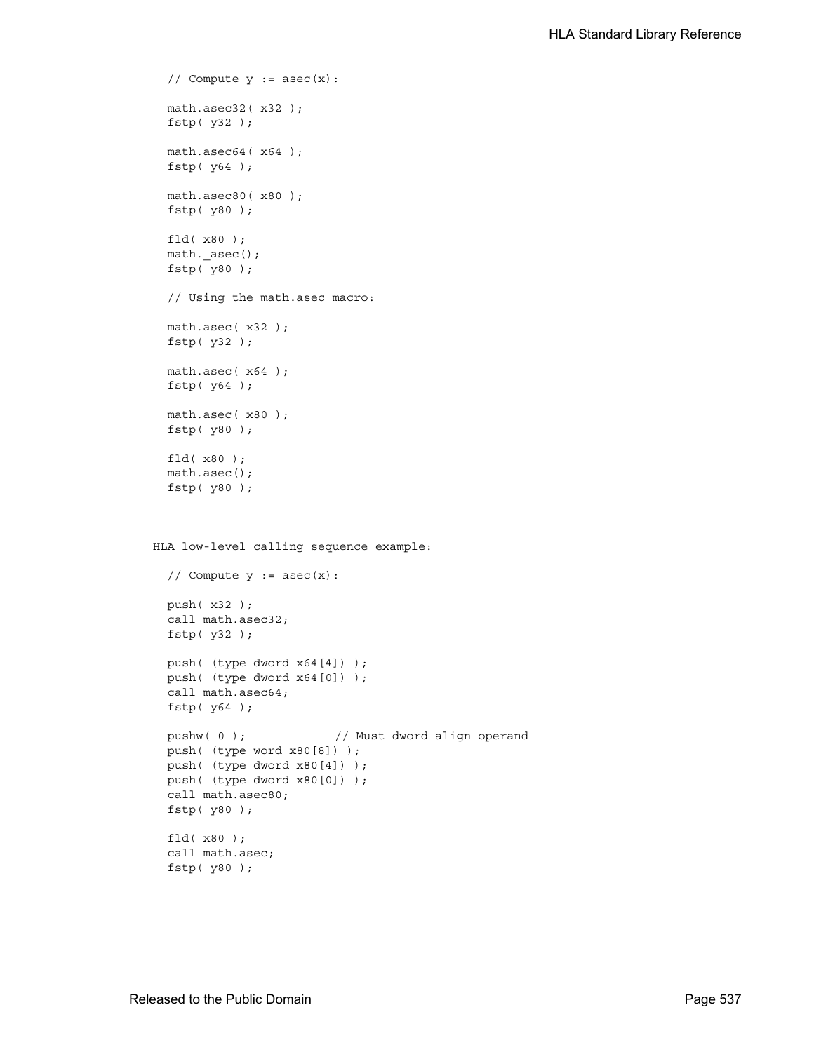```
// Compute y := asec(x):

math.asec32( x32 );
fstp( y32 );

math.asec64( x64 );
fstp( y64 );

math.asec80( x80 );
fstp( y80 );

fld( x80 );
math._asec();
fstp( y80 );

// Using the math.asec macro:

math.asec( x32 );
fstp( y32 );

math.asec( x64 );
fstp( y64 );

math.asec( x80 );
fstp( y80 );

fld( x80 );
math.asec();
fstp( y80 );
```

HLA low-level calling sequence example:

```
// Compute y := asec(x):

push( x32 );
call math.asec32;
fstp( y32 );

push( (type dword x64[4]) );
push( (type dword x64[0]) );
call math.asec64;
fstp( y64 );

pushw( 0 );             // Must dword align operand
push( (type word x80[8]) );
push( (type dword x80[4]) );
push( (type dword x80[0]) );
call math.asec80;
fstp( y80 );

fld( x80 );
call math.asec;
fstp( y80 );
```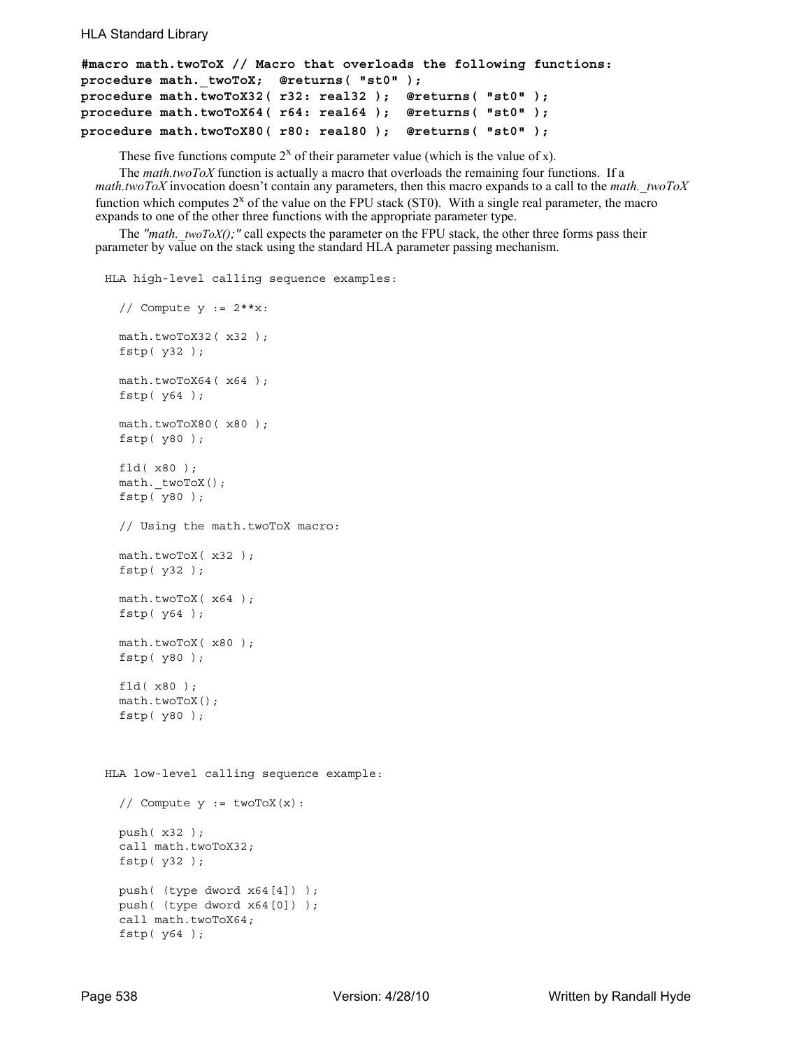```
#macro math.twoToX // Macro that overloads the following functions:
procedure math._twoToX;  @returns( "st0" );
procedure math.twoToX32( r32: real32 );  @returns( "st0" );
procedure math.twoToX64( r64: real64 );  @returns( "st0" );
procedure math.twoToX80( r80: real80 );  @returns( "st0" );
```

These five functions compute $2^x$ of their parameter value (which is the value of x).

The *math.twoToX* function is actually a macro that overloads the remaining four functions. If a *math.twoToX* invocation doesn't contain any parameters, then this macro expands to a call to the *math._twoToX* function which computes $2^x$ of the value on the FPU stack (ST0). With a single real parameter, the macro expands to one of the other three functions with the appropriate parameter type.

The *"math._twoToX();"* call expects the parameter on the FPU stack, the other three forms pass their parameter by value on the stack using the standard HLA parameter passing mechanism.

```
HLA high-level calling sequence examples:

  // Compute y := 2**x:

  math.twoToX32( x32 );
  fstp( y32 );

  math.twoToX64( x64 );
  fstp( y64 );

  math.twoToX80( x80 );
  fstp( y80 );

  fld( x80 );
  math._twoToX();
  fstp( y80 );

  // Using the math.twoToX macro:

  math.twoToX( x32 );
  fstp( y32 );

  math.twoToX( x64 );
  fstp( y64 );

  math.twoToX( x80 );
  fstp( y80 );

  fld( x80 );
  math.twoToX();
  fstp( y80 );



HLA low-level calling sequence example:

  // Compute y := twoToX(x):

  push( x32 );
  call math.twoToX32;
  fstp( y32 );

  push( (type dword x64[4]) );
  push( (type dword x64[0]) );
  call math.twoToX64;
  fstp( y64 );
```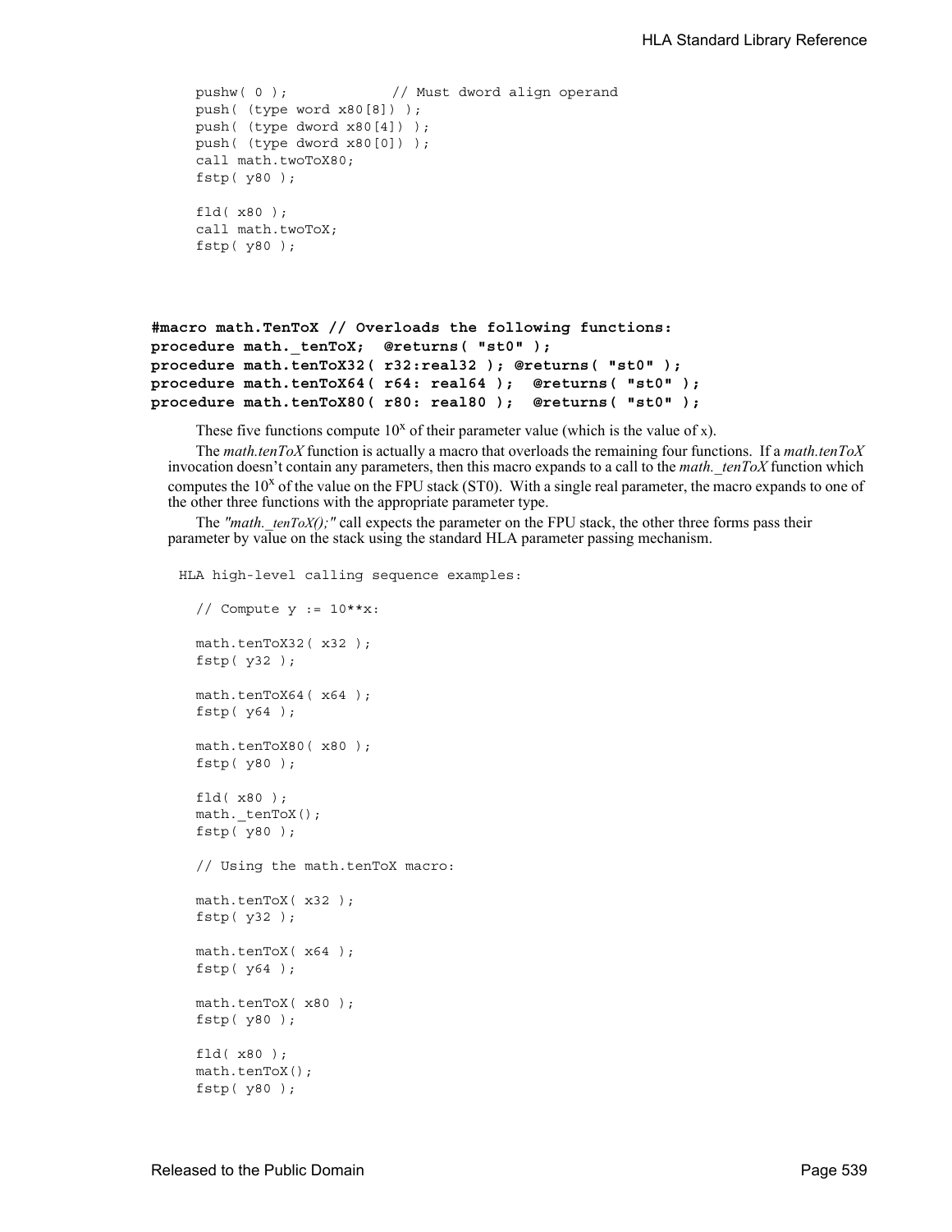```
pushw( 0 );            // Must dword align operand
push( (type word x80[8]) );
push( (type dword x80[4]) );
push( (type dword x80[0]) );
call math.twoToX80;
fstp( y80 );

fld( x80 );
call math.twoToX;
fstp( y80 );
```

**#macro math.TenToX // Overloads the following functions:**
**procedure math._tenToX; @returns( "st0" );**
**procedure math.tenToX32( r32:real32 ); @returns( "st0" );**
**procedure math.tenToX64( r64: real64 ); @returns( "st0" );**
**procedure math.tenToX80( r80: real80 ); @returns( "st0" );**

These five functions compute $10^x$ of their parameter value (which is the value of x).

The *math.tenToX* function is actually a macro that overloads the remaining four functions. If a *math.tenToX* invocation doesn't contain any parameters, then this macro expands to a call to the *math._tenToX* function which computes the $10^x$ of the value on the FPU stack (ST0). With a single real parameter, the macro expands to one of the other three functions with the appropriate parameter type.

The *"math._tenToX();"* call expects the parameter on the FPU stack, the other three forms pass their parameter by value on the stack using the standard HLA parameter passing mechanism.

```
HLA high-level calling sequence examples:

  // Compute y := 10**x:

  math.tenToX32( x32 );
  fstp( y32 );

  math.tenToX64( x64 );
  fstp( y64 );

  math.tenToX80( x80 );
  fstp( y80 );

  fld( x80 );
  math._tenToX();
  fstp( y80 );

  // Using the math.tenToX macro:

  math.tenToX( x32 );
  fstp( y32 );

  math.tenToX( x64 );
  fstp( y64 );

  math.tenToX( x80 );
  fstp( y80 );

  fld( x80 );
  math.tenToX();
  fstp( y80 );
```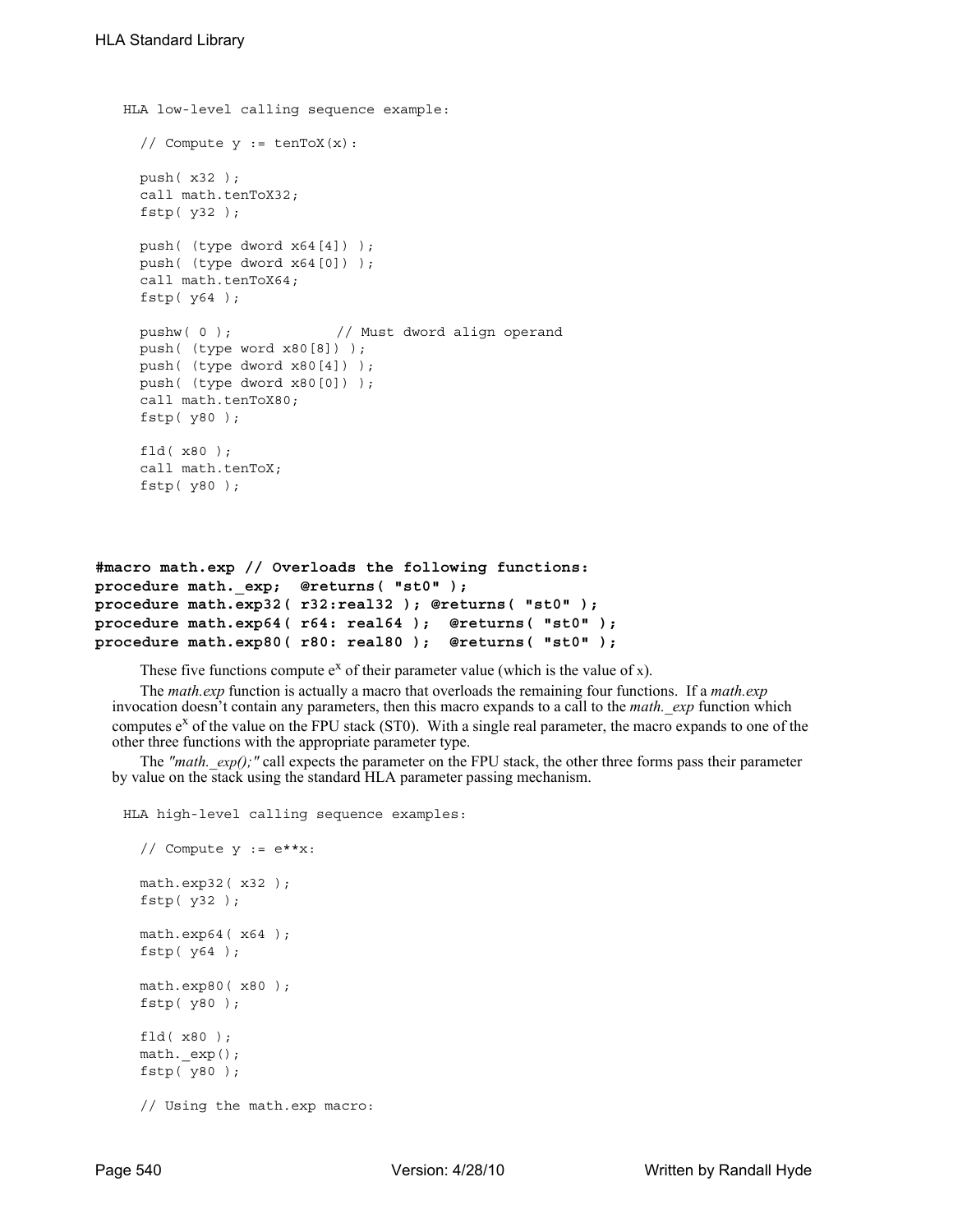```
HLA low-level calling sequence example:

  // Compute y := tenToX(x):

  push( x32 );
  call math.tenToX32;
  fstp( y32 );

  push( (type dword x64[4]) );
  push( (type dword x64[0]) );
  call math.tenToX64;
  fstp( y64 );

  pushw( 0 );             // Must dword align operand
  push( (type word x80[8]) );
  push( (type dword x80[4]) );
  push( (type dword x80[0]) );
  call math.tenToX80;
  fstp( y80 );

  fld( x80 );
  call math.tenToX;
  fstp( y80 );
```

**#macro math.exp // Overloads the following functions:**
**procedure math._exp;  @returns( "st0" );**
**procedure math.exp32( r32:real32 ); @returns( "st0" );**
**procedure math.exp64( r64: real64 );  @returns( "st0" );**
**procedure math.exp80( r80: real80 );  @returns( "st0" );**

These five functions compute $e^x$ of their parameter value (which is the value of x).

The *math.exp* function is actually a macro that overloads the remaining four functions. If a *math.exp* invocation doesn't contain any parameters, then this macro expands to a call to the *math._exp* function which computes $e^x$ of the value on the FPU stack (ST0). With a single real parameter, the macro expands to one of the other three functions with the appropriate parameter type.

The *"math._exp();"* call expects the parameter on the FPU stack, the other three forms pass their parameter by value on the stack using the standard HLA parameter passing mechanism.

```
HLA high-level calling sequence examples:

  // Compute y := e**x:

  math.exp32( x32 );
  fstp( y32 );

  math.exp64( x64 );
  fstp( y64 );

  math.exp80( x80 );
  fstp( y80 );

  fld( x80 );
  math._exp();
  fstp( y80 );

  // Using the math.exp macro:
```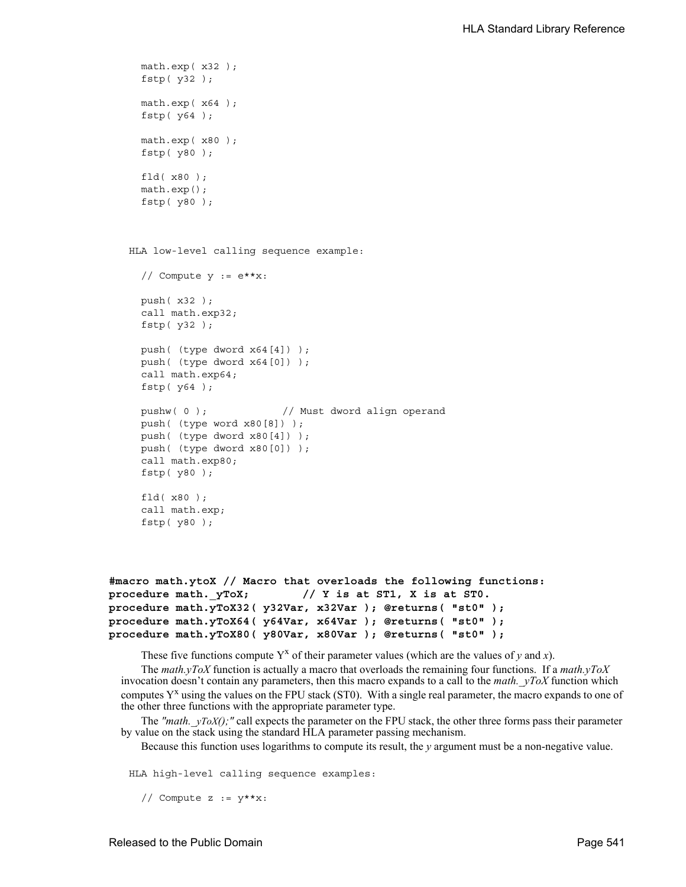```
math.exp( x32 );
fstp( y32 );

math.exp( x64 );
fstp( y64 );

math.exp( x80 );
fstp( y80 );

fld( x80 );
math.exp();
fstp( y80 );
```

HLA low-level calling sequence example:

```
// Compute y := e**x:

push( x32 );
call math.exp32;
fstp( y32 );

push( (type dword x64[4]) );
push( (type dword x64[0]) );
call math.exp64;
fstp( y64 );

pushw( 0 );             // Must dword align operand
push( (type word x80[8]) );
push( (type dword x80[4]) );
push( (type dword x80[0]) );
call math.exp80;
fstp( y80 );

fld( x80 );
call math.exp;
fstp( y80 );
```

**#macro math.ytoX // Macro that overloads the following functions:**
**procedure math._yToX;        // Y is at ST1, X is at ST0.**
**procedure math.yToX32( y32Var, x32Var ); @returns( "st0" );**
**procedure math.yToX64( y64Var, x64Var ); @returns( "st0" );**
**procedure math.yToX80( y80Var, x80Var ); @returns( "st0" );**

These five functions compute $Y^X$ of their parameter values (which are the values of *y* and *x*).

The *math.yToX* function is actually a macro that overloads the remaining four functions. If a *math.yToX* invocation doesn't contain any parameters, then this macro expands to a call to the *math._yToX* function which computes $Y^X$ using the values on the FPU stack (ST0). With a single real parameter, the macro expands to one of the other three functions with the appropriate parameter type.

The *"math._yToX();"* call expects the parameter on the FPU stack, the other three forms pass their parameter by value on the stack using the standard HLA parameter passing mechanism.

Because this function uses logarithms to compute its result, the *y* argument must be a non-negative value.

HLA high-level calling sequence examples:

```
// Compute z := y**x:
```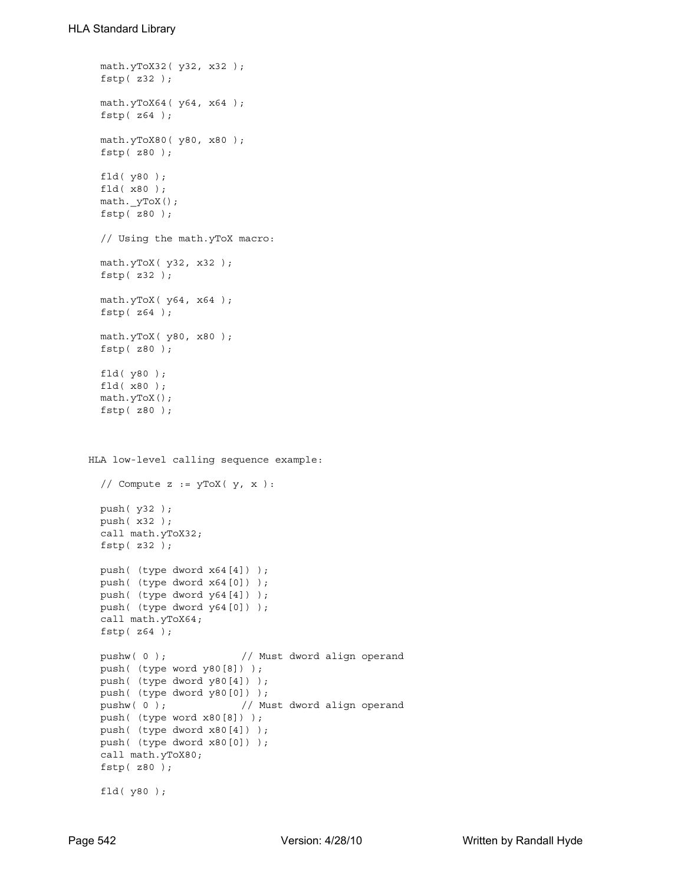```
math.yToX32( y32, x32 );
fstp( z32 );

math.yToX64( y64, x64 );
fstp( z64 );

math.yToX80( y80, x80 );
fstp( z80 );

fld( y80 );
fld( x80 );
math._yToX();
fstp( z80 );

// Using the math.yToX macro:

math.yToX( y32, x32 );
fstp( z32 );

math.yToX( y64, x64 );
fstp( z64 );

math.yToX( y80, x80 );
fstp( z80 );

fld( y80 );
fld( x80 );
math.yToX();
fstp( z80 );
```

HLA low-level calling sequence example:

```
// Compute z := yToX( y, x ):

push( y32 );
push( x32 );
call math.yToX32;
fstp( z32 );

push( (type dword x64[4]) );
push( (type dword x64[0]) );
push( (type dword y64[4]) );
push( (type dword y64[0]) );
call math.yToX64;
fstp( z64 );

pushw( 0 );            // Must dword align operand
push( (type word y80[8]) );
push( (type dword y80[4]) );
push( (type dword y80[0]) );
pushw( 0 );            // Must dword align operand
push( (type word x80[8]) );
push( (type dword x80[4]) );
push( (type dword x80[0]) );
call math.yToX80;
fstp( z80 );

fld( y80 );
```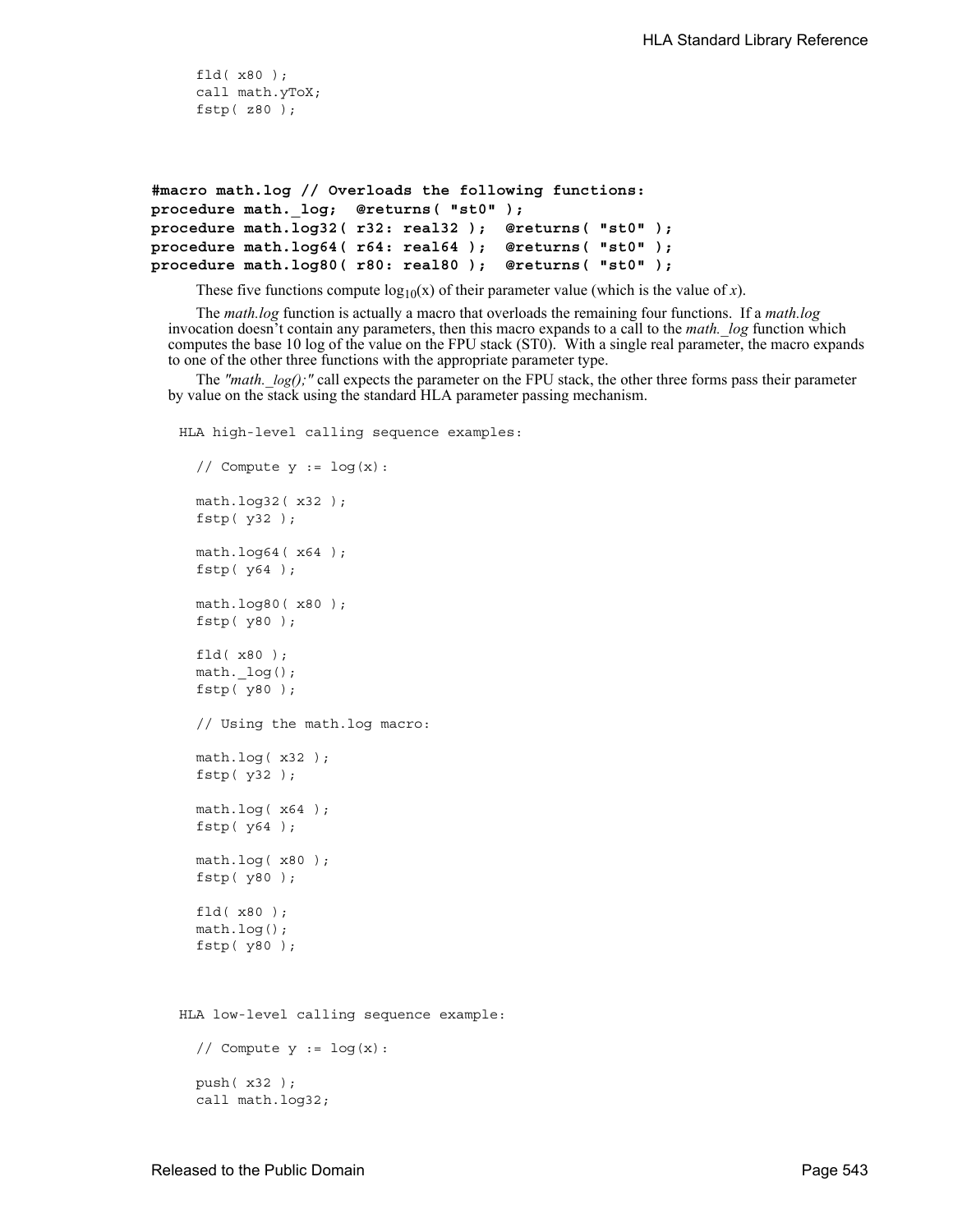```
fld( x80 );
call math.yToX;
fstp( z80 );
```

**#macro math.log // Overloads the following functions:**
**procedure math._log; @returns( "st0" );**
**procedure math.log32( r32: real32 ); @returns( "st0" );**
**procedure math.log64( r64: real64 ); @returns( "st0" );**
**procedure math.log80( r80: real80 ); @returns( "st0" );**

These five functions compute $\log_{10}(x)$ of their parameter value (which is the value of *x*).

The *math.log* function is actually a macro that overloads the remaining four functions. If a *math.log* invocation doesn't contain any parameters, then this macro expands to a call to the *math._log* function which computes the base 10 log of the value on the FPU stack (ST0). With a single real parameter, the macro expands to one of the other three functions with the appropriate parameter type.

The *"math._log();"* call expects the parameter on the FPU stack, the other three forms pass their parameter by value on the stack using the standard HLA parameter passing mechanism.

```
HLA high-level calling sequence examples:

  // Compute y := log(x):

  math.log32( x32 );
  fstp( y32 );

  math.log64( x64 );
  fstp( y64 );

  math.log80( x80 );
  fstp( y80 );

  fld( x80 );
  math._log();
  fstp( y80 );

  // Using the math.log macro:

  math.log( x32 );
  fstp( y32 );

  math.log( x64 );
  fstp( y64 );

  math.log( x80 );
  fstp( y80 );

  fld( x80 );
  math.log();
  fstp( y80 );



HLA low-level calling sequence example:

  // Compute y := log(x):

  push( x32 );
  call math.log32;
```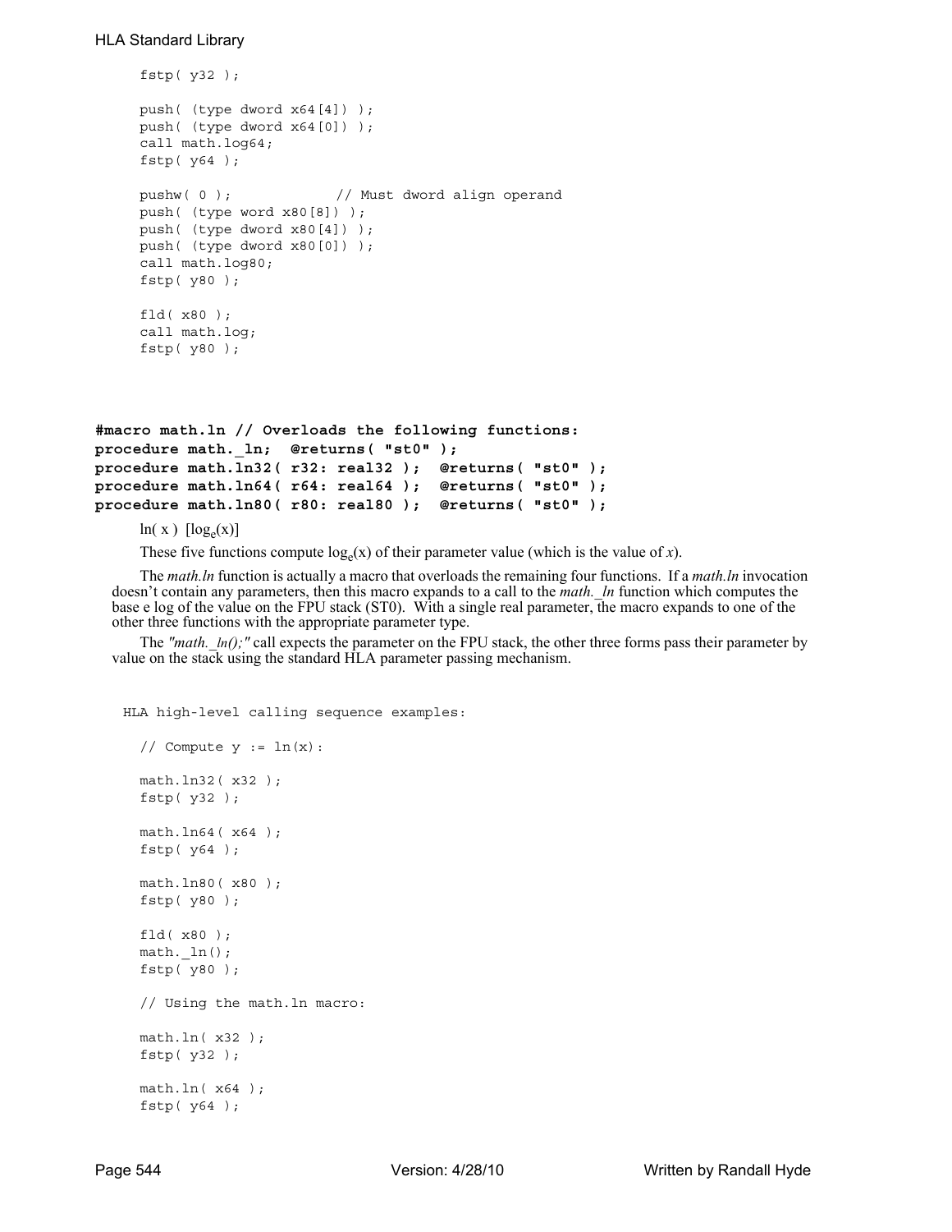```
    fstp( y32 );

    push( (type dword x64[4]) );
    push( (type dword x64[0]) );
    call math.log64;
    fstp( y64 );

    pushw( 0 );            // Must dword align operand
    push( (type word x80[8]) );
    push( (type dword x80[4]) );
    push( (type dword x80[0]) );
    call math.log80;
    fstp( y80 );

    fld( x80 );
    call math.log;
    fstp( y80 );
```

**#macro math.ln // Overloads the following functions:**
**procedure math._ln; @returns( "st0" );**
**procedure math.ln32( r32: real32 ); @returns( "st0" );**
**procedure math.ln64( r64: real64 ); @returns( "st0" );**
**procedure math.ln80( r80: real80 ); @returns( "st0" );**

ln( x ) [$\log_e(x)$]

These five functions compute $\log_e(x)$ of their parameter value (which is the value of *x*).

The *math.ln* function is actually a macro that overloads the remaining four functions. If a *math.ln* invocation doesn't contain any parameters, then this macro expands to a call to the *math._ln* function which computes the base e log of the value on the FPU stack (ST0). With a single real parameter, the macro expands to one of the other three functions with the appropriate parameter type.

The *"math._ln();"* call expects the parameter on the FPU stack, the other three forms pass their parameter by value on the stack using the standard HLA parameter passing mechanism.

```
HLA high-level calling sequence examples:

    // Compute y := ln(x):

    math.ln32( x32 );
    fstp( y32 );

    math.ln64( x64 );
    fstp( y64 );

    math.ln80( x80 );
    fstp( y80 );

    fld( x80 );
    math._ln();
    fstp( y80 );

    // Using the math.ln macro:

    math.ln( x32 );
    fstp( y32 );

    math.ln( x64 );
    fstp( y64 );
```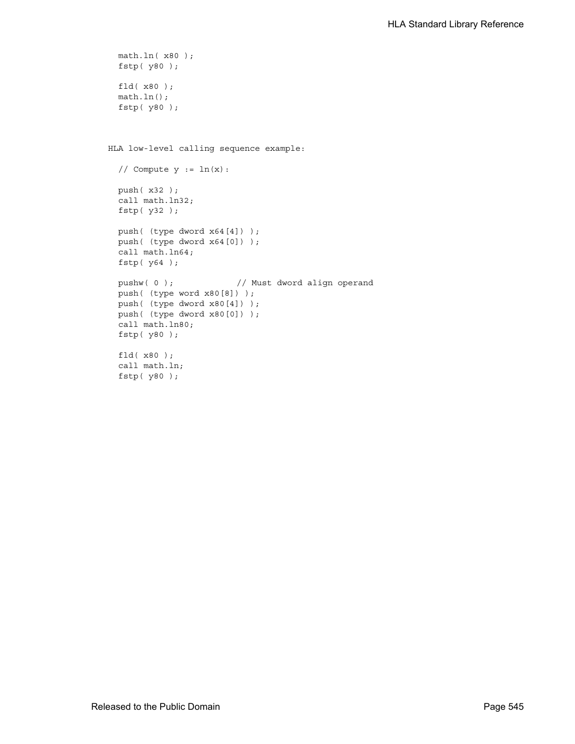```
math.ln( x80 );
fstp( y80 );

fld( x80 );
math.ln();
fstp( y80 );
```

HLA low-level calling sequence example:

```
// Compute y := ln(x):

push( x32 );
call math.ln32;
fstp( y32 );

push( (type dword x64[4]) );
push( (type dword x64[0]) );
call math.ln64;
fstp( y64 );

pushw( 0 );            // Must dword align operand
push( (type word x80[8]) );
push( (type dword x80[4]) );
push( (type dword x80[0]) );
call math.ln80;
fstp( y80 );

fld( x80 );
call math.ln;
fstp( y80 );
```